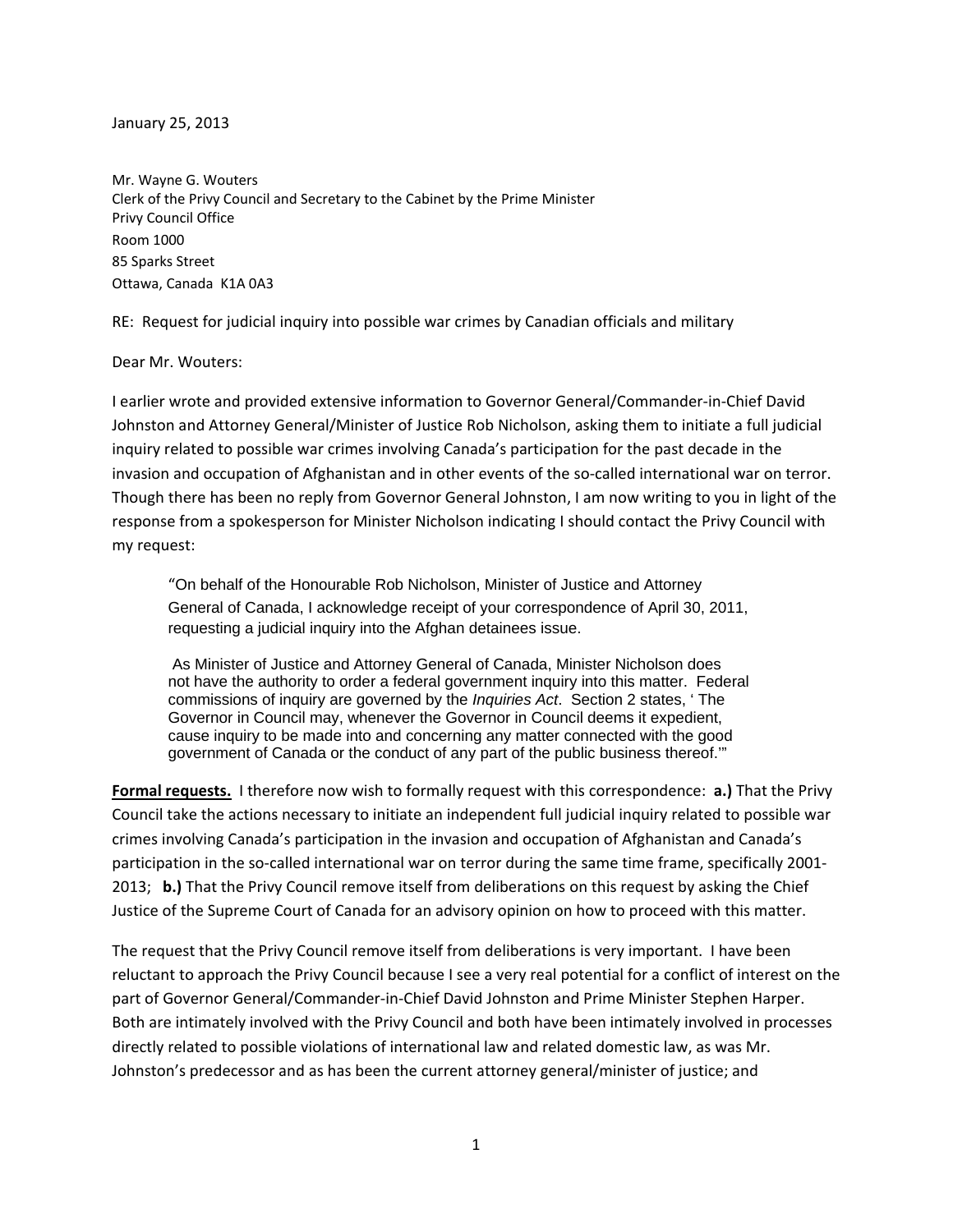January 25, 2013

Mr. Wayne G. Wouters  
Clerk of the Privy Council and Secretary to the Cabinet by the Prime Minister  
Privy Council Office  
Room 1000  
85 Sparks Street  
Ottawa, Canada K1A 0A3

RE: Request for judicial inquiry into possible war crimes by Canadian officials and military

Dear Mr. Wouters:

I earlier wrote and provided extensive information to Governor General/Commander-in-Chief David Johnston and Attorney General/Minister of Justice Rob Nicholson, asking them to initiate a full judicial inquiry related to possible war crimes involving Canada's participation for the past decade in the invasion and occupation of Afghanistan and in other events of the so-called international war on terror. Though there has been no reply from Governor General Johnston, I am now writing to you in light of the response from a spokesperson for Minister Nicholson indicating I should contact the Privy Council with my request:

> "On behalf of the Honourable Rob Nicholson, Minister of Justice and Attorney General of Canada, I acknowledge receipt of your correspondence of April 30, 2011, requesting a judicial inquiry into the Afghan detainees issue.
>
> As Minister of Justice and Attorney General of Canada, Minister Nicholson does not have the authority to order a federal government inquiry into this matter. Federal commissions of inquiry are governed by the *Inquiries Act*. Section 2 states, ' The Governor in Council may, whenever the Governor in Council deems it expedient, cause inquiry to be made into and concerning any matter connected with the good government of Canada or the conduct of any part of the public business thereof.'"

**Formal requests.** I therefore now wish to formally request with this correspondence: **a.)** That the Privy Council take the actions necessary to initiate an independent full judicial inquiry related to possible war crimes involving Canada's participation in the invasion and occupation of Afghanistan and Canada's participation in the so-called international war on terror during the same time frame, specifically 2001-2013; **b.)** That the Privy Council remove itself from deliberations on this request by asking the Chief Justice of the Supreme Court of Canada for an advisory opinion on how to proceed with this matter.

The request that the Privy Council remove itself from deliberations is very important. I have been reluctant to approach the Privy Council because I see a very real potential for a conflict of interest on the part of Governor General/Commander-in-Chief David Johnston and Prime Minister Stephen Harper. Both are intimately involved with the Privy Council and both have been intimately involved in processes directly related to possible violations of international law and related domestic law, as was Mr. Johnston's predecessor and as has been the current attorney general/minister of justice; and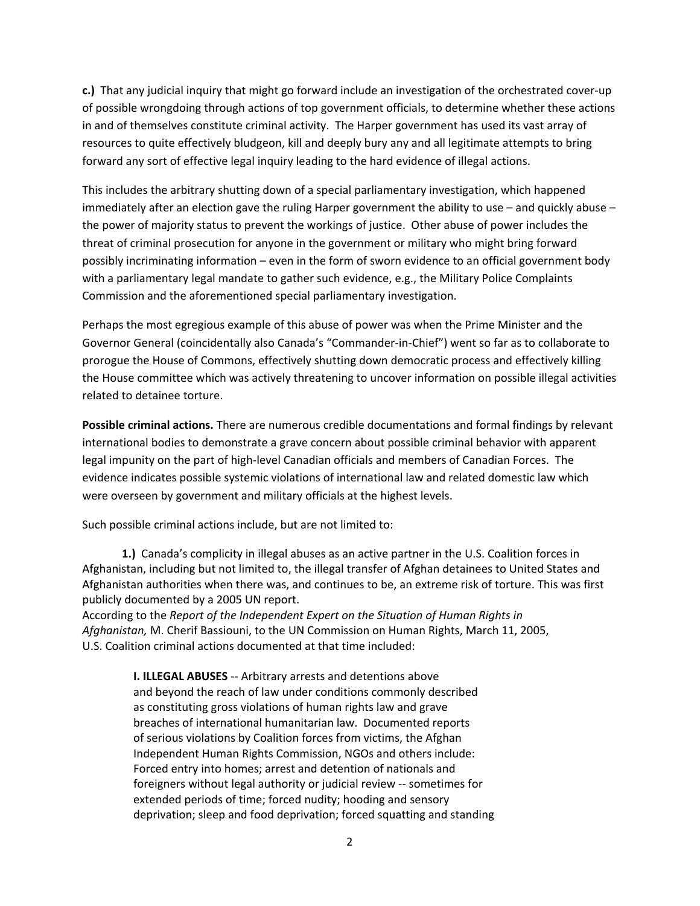**c.)** That any judicial inquiry that might go forward include an investigation of the orchestrated cover-up of possible wrongdoing through actions of top government officials, to determine whether these actions in and of themselves constitute criminal activity. The Harper government has used its vast array of resources to quite effectively bludgeon, kill and deeply bury any and all legitimate attempts to bring forward any sort of effective legal inquiry leading to the hard evidence of illegal actions.

This includes the arbitrary shutting down of a special parliamentary investigation, which happened immediately after an election gave the ruling Harper government the ability to use – and quickly abuse – the power of majority status to prevent the workings of justice. Other abuse of power includes the threat of criminal prosecution for anyone in the government or military who might bring forward possibly incriminating information – even in the form of sworn evidence to an official government body with a parliamentary legal mandate to gather such evidence, e.g., the Military Police Complaints Commission and the aforementioned special parliamentary investigation.

Perhaps the most egregious example of this abuse of power was when the Prime Minister and the Governor General (coincidentally also Canada's "Commander-in-Chief") went so far as to collaborate to prorogue the House of Commons, effectively shutting down democratic process and effectively killing the House committee which was actively threatening to uncover information on possible illegal activities related to detainee torture.

**Possible criminal actions.** There are numerous credible documentations and formal findings by relevant international bodies to demonstrate a grave concern about possible criminal behavior with apparent legal impunity on the part of high-level Canadian officials and members of Canadian Forces. The evidence indicates possible systemic violations of international law and related domestic law which were overseen by government and military officials at the highest levels.

Such possible criminal actions include, but are not limited to:

**1.)** Canada's complicity in illegal abuses as an active partner in the U.S. Coalition forces in Afghanistan, including but not limited to, the illegal transfer of Afghan detainees to United States and Afghanistan authorities when there was, and continues to be, an extreme risk of torture. This was first publicly documented by a 2005 UN report.
According to the *Report of the Independent Expert on the Situation of Human Rights in Afghanistan,* M. Cherif Bassiouni, to the UN Commission on Human Rights, March 11, 2005, U.S. Coalition criminal actions documented at that time included:

> **I. ILLEGAL ABUSES** -- Arbitrary arrests and detentions above and beyond the reach of law under conditions commonly described as constituting gross violations of human rights law and grave breaches of international humanitarian law. Documented reports of serious violations by Coalition forces from victims, the Afghan Independent Human Rights Commission, NGOs and others include: Forced entry into homes; arrest and detention of nationals and foreigners without legal authority or judicial review -- sometimes for extended periods of time; forced nudity; hooding and sensory deprivation; sleep and food deprivation; forced squatting and standing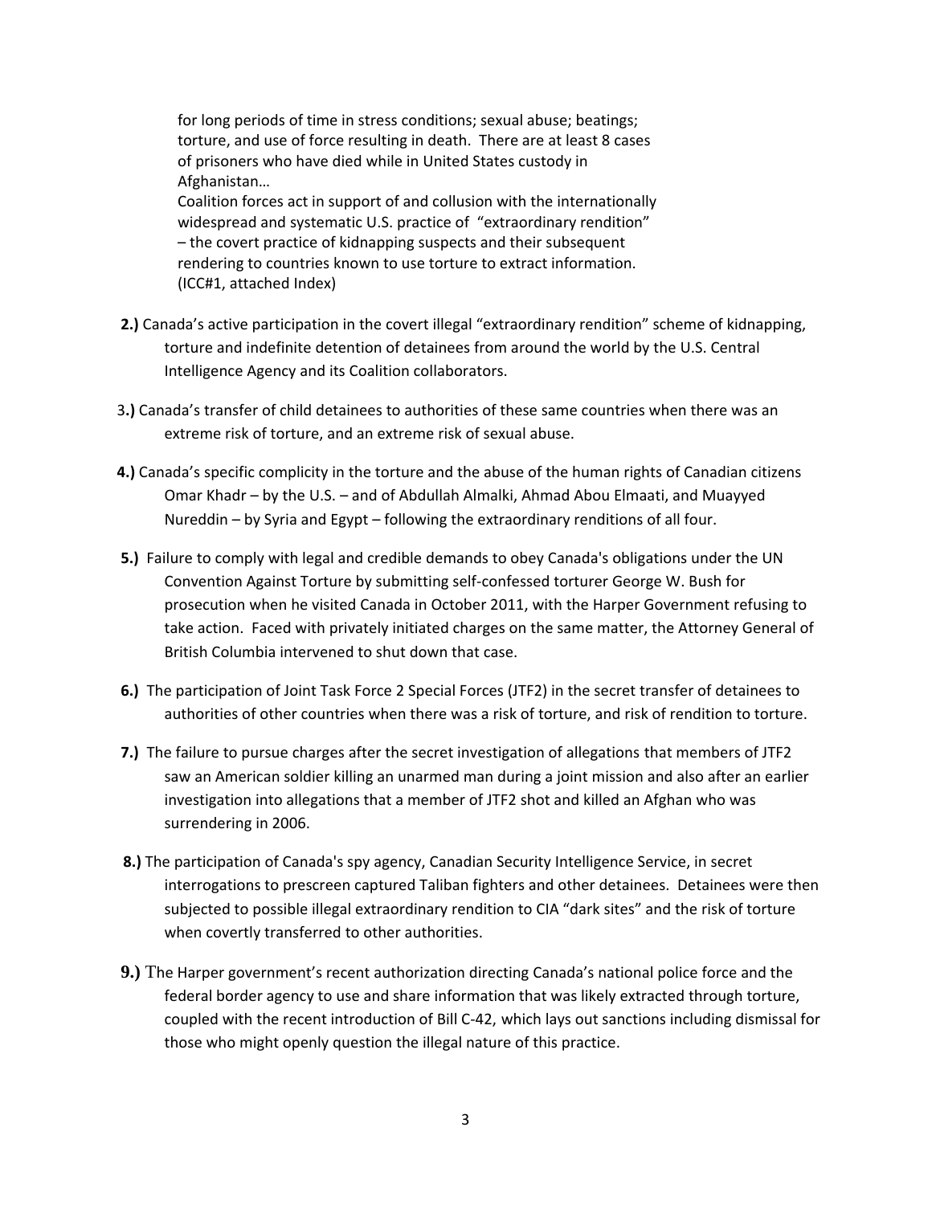> for long periods of time in stress conditions; sexual abuse; beatings; torture, and use of force resulting in death. There are at least 8 cases of prisoners who have died while in United States custody in Afghanistan…
> Coalition forces act in support of and collusion with the internationally widespread and systematic U.S. practice of "extraordinary rendition" – the covert practice of kidnapping suspects and their subsequent rendering to countries known to use torture to extract information. (ICC#1, attached Index)

**2.)** Canada's active participation in the covert illegal "extraordinary rendition" scheme of kidnapping, torture and indefinite detention of detainees from around the world by the U.S. Central Intelligence Agency and its Coalition collaborators.

3**.)** Canada's transfer of child detainees to authorities of these same countries when there was an extreme risk of torture, and an extreme risk of sexual abuse.

**4.)** Canada's specific complicity in the torture and the abuse of the human rights of Canadian citizens Omar Khadr – by the U.S. – and of Abdullah Almalki, Ahmad Abou Elmaati, and Muayyed Nureddin – by Syria and Egypt – following the extraordinary renditions of all four.

**5.)** Failure to comply with legal and credible demands to obey Canada's obligations under the UN Convention Against Torture by submitting self-confessed torturer George W. Bush for prosecution when he visited Canada in October 2011, with the Harper Government refusing to take action. Faced with privately initiated charges on the same matter, the Attorney General of British Columbia intervened to shut down that case.

**6.)** The participation of Joint Task Force 2 Special Forces (JTF2) in the secret transfer of detainees to authorities of other countries when there was a risk of torture, and risk of rendition to torture.

**7.)** The failure to pursue charges after the secret investigation of allegations that members of JTF2 saw an American soldier killing an unarmed man during a joint mission and also after an earlier investigation into allegations that a member of JTF2 shot and killed an Afghan who was surrendering in 2006.

**8.)** The participation of Canada's spy agency, Canadian Security Intelligence Service, in secret interrogations to prescreen captured Taliban fighters and other detainees. Detainees were then subjected to possible illegal extraordinary rendition to CIA "dark sites" and the risk of torture when covertly transferred to other authorities.

**9.)** The Harper government's recent authorization directing Canada's national police force and the federal border agency to use and share information that was likely extracted through torture, coupled with the recent introduction of Bill C-42, which lays out sanctions including dismissal for those who might openly question the illegal nature of this practice.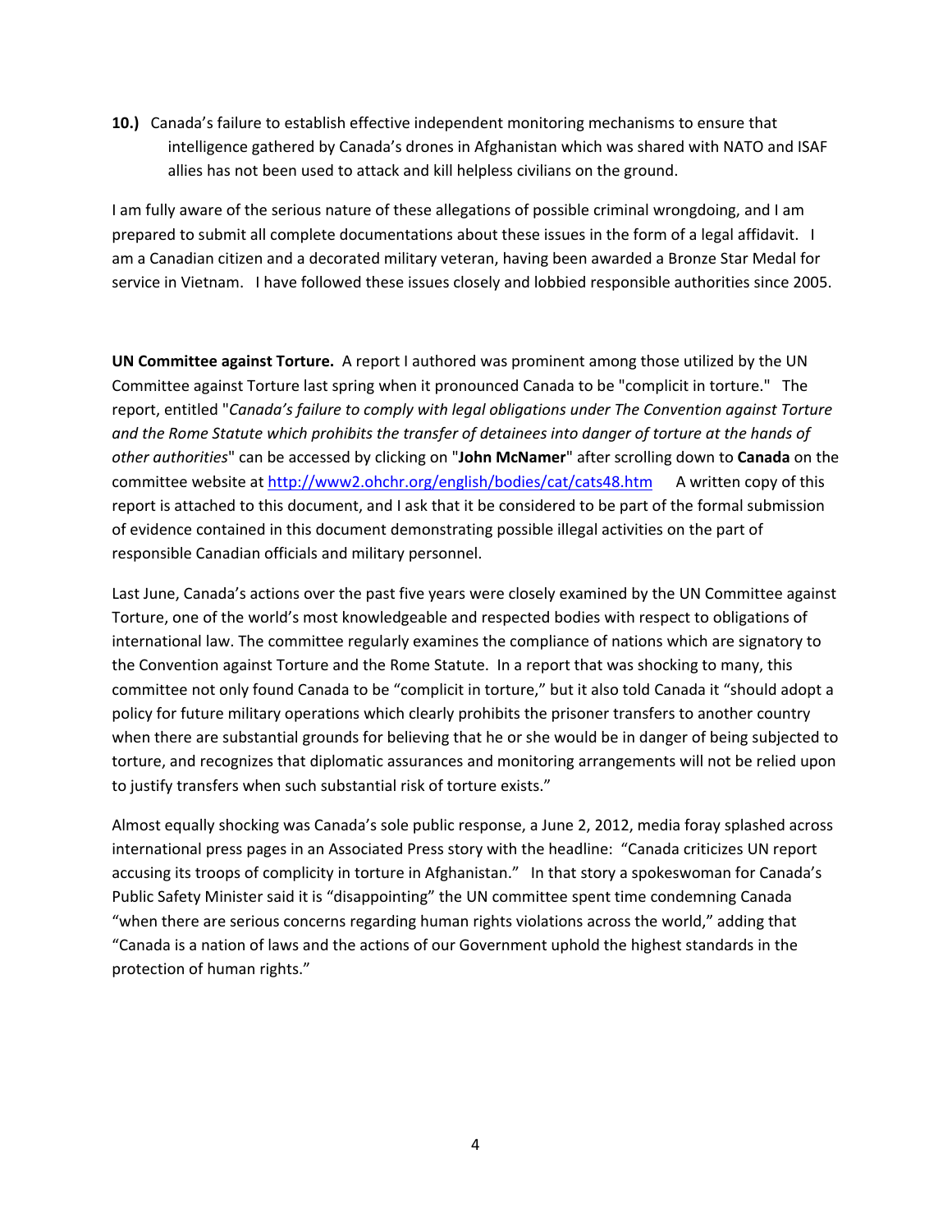**10.)** Canada's failure to establish effective independent monitoring mechanisms to ensure that intelligence gathered by Canada's drones in Afghanistan which was shared with NATO and ISAF allies has not been used to attack and kill helpless civilians on the ground.

I am fully aware of the serious nature of these allegations of possible criminal wrongdoing, and I am prepared to submit all complete documentations about these issues in the form of a legal affidavit. I am a Canadian citizen and a decorated military veteran, having been awarded a Bronze Star Medal for service in Vietnam. I have followed these issues closely and lobbied responsible authorities since 2005.

**UN Committee against Torture.** A report I authored was prominent among those utilized by the UN Committee against Torture last spring when it pronounced Canada to be "complicit in torture." The report, entitled "*Canada's failure to comply with legal obligations under The Convention against Torture and the Rome Statute which prohibits the transfer of detainees into danger of torture at the hands of other authorities*" can be accessed by clicking on "**John McNamer**" after scrolling down to **Canada** on the committee website at [http://www2.ohchr.org/english/bodies/cat/cats48.htm](http://www2.ohchr.org/english/bodies/cat/cats48.htm) A written copy of this report is attached to this document, and I ask that it be considered to be part of the formal submission of evidence contained in this document demonstrating possible illegal activities on the part of responsible Canadian officials and military personnel.

Last June, Canada's actions over the past five years were closely examined by the UN Committee against Torture, one of the world's most knowledgeable and respected bodies with respect to obligations of international law. The committee regularly examines the compliance of nations which are signatory to the Convention against Torture and the Rome Statute. In a report that was shocking to many, this committee not only found Canada to be "complicit in torture," but it also told Canada it "should adopt a policy for future military operations which clearly prohibits the prisoner transfers to another country when there are substantial grounds for believing that he or she would be in danger of being subjected to torture, and recognizes that diplomatic assurances and monitoring arrangements will not be relied upon to justify transfers when such substantial risk of torture exists."

Almost equally shocking was Canada's sole public response, a June 2, 2012, media foray splashed across international press pages in an Associated Press story with the headline: "Canada criticizes UN report accusing its troops of complicity in torture in Afghanistan." In that story a spokeswoman for Canada's Public Safety Minister said it is "disappointing" the UN committee spent time condemning Canada "when there are serious concerns regarding human rights violations across the world," adding that "Canada is a nation of laws and the actions of our Government uphold the highest standards in the protection of human rights."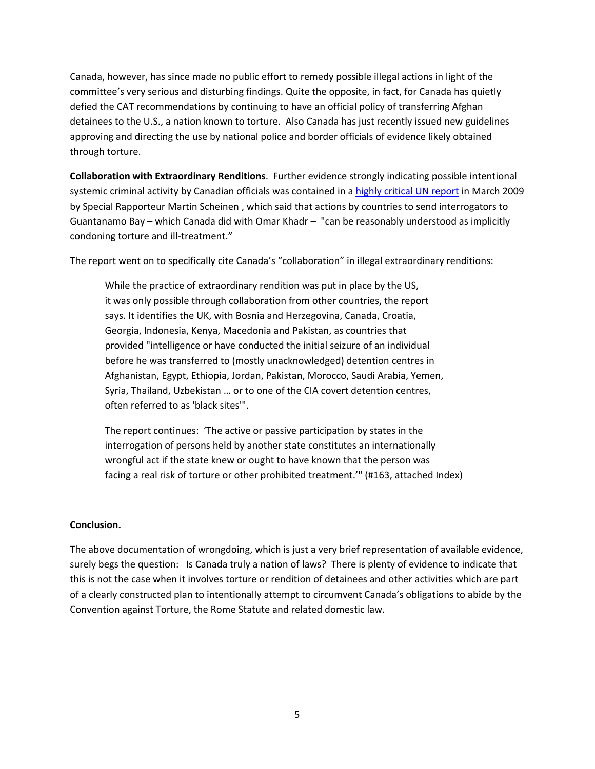Canada, however, has since made no public effort to remedy possible illegal actions in light of the committee's very serious and disturbing findings. Quite the opposite, in fact, for Canada has quietly defied the CAT recommendations by continuing to have an official policy of transferring Afghan detainees to the U.S., a nation known to torture. Also Canada has just recently issued new guidelines approving and directing the use by national police and border officials of evidence likely obtained through torture.

**Collaboration with Extraordinary Renditions**. Further evidence strongly indicating possible intentional systemic criminal activity by Canadian officials was contained in a highly critical UN report in March 2009 by Special Rapporteur Martin Scheinen , which said that actions by countries to send interrogators to Guantanamo Bay – which Canada did with Omar Khadr – "can be reasonably understood as implicitly condoning torture and ill-treatment."

The report went on to specifically cite Canada's "collaboration" in illegal extraordinary renditions:

> While the practice of extraordinary rendition was put in place by the US, it was only possible through collaboration from other countries, the report says. It identifies the UK, with Bosnia and Herzegovina, Canada, Croatia, Georgia, Indonesia, Kenya, Macedonia and Pakistan, as countries that provided "intelligence or have conducted the initial seizure of an individual before he was transferred to (mostly unacknowledged) detention centres in Afghanistan, Egypt, Ethiopia, Jordan, Pakistan, Morocco, Saudi Arabia, Yemen, Syria, Thailand, Uzbekistan … or to one of the CIA covert detention centres, often referred to as 'black sites'".
>
> The report continues: 'The active or passive participation by states in the interrogation of persons held by another state constitutes an internationally wrongful act if the state knew or ought to have known that the person was facing a real risk of torture or other prohibited treatment.'" (#163, attached Index)

**Conclusion.**

The above documentation of wrongdoing, which is just a very brief representation of available evidence, surely begs the question: Is Canada truly a nation of laws? There is plenty of evidence to indicate that this is not the case when it involves torture or rendition of detainees and other activities which are part of a clearly constructed plan to intentionally attempt to circumvent Canada's obligations to abide by the Convention against Torture, the Rome Statute and related domestic law.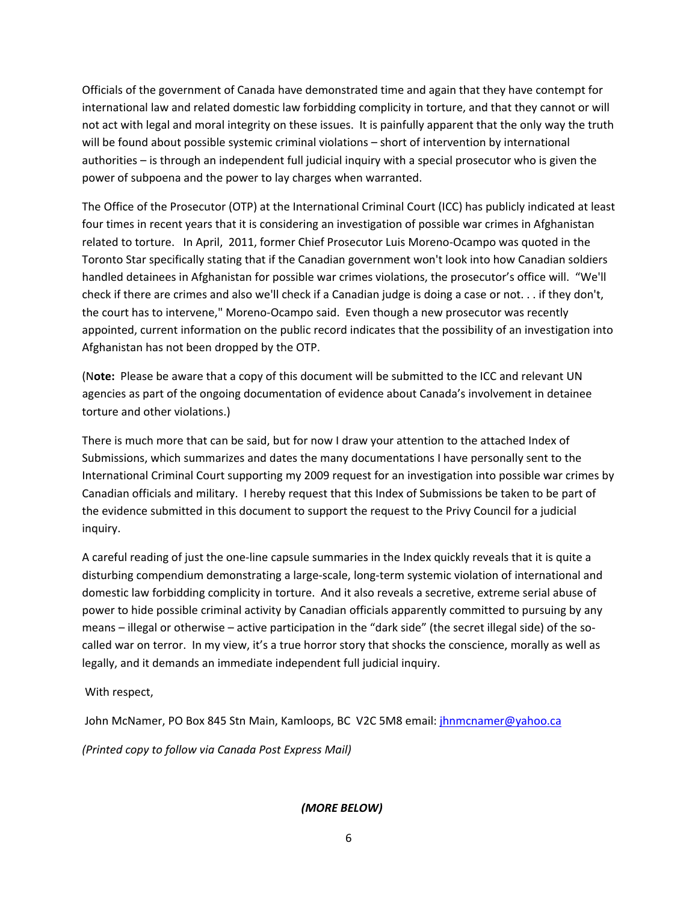Officials of the government of Canada have demonstrated time and again that they have contempt for international law and related domestic law forbidding complicity in torture, and that they cannot or will not act with legal and moral integrity on these issues. It is painfully apparent that the only way the truth will be found about possible systemic criminal violations – short of intervention by international authorities – is through an independent full judicial inquiry with a special prosecutor who is given the power of subpoena and the power to lay charges when warranted.

The Office of the Prosecutor (OTP) at the International Criminal Court (ICC) has publicly indicated at least four times in recent years that it is considering an investigation of possible war crimes in Afghanistan related to torture. In April, 2011, former Chief Prosecutor Luis Moreno-Ocampo was quoted in the Toronto Star specifically stating that if the Canadian government won't look into how Canadian soldiers handled detainees in Afghanistan for possible war crimes violations, the prosecutor's office will. "We'll check if there are crimes and also we'll check if a Canadian judge is doing a case or not. . . if they don't, the court has to intervene," Moreno-Ocampo said. Even though a new prosecutor was recently appointed, current information on the public record indicates that the possibility of an investigation into Afghanistan has not been dropped by the OTP.

(N**ote:** Please be aware that a copy of this document will be submitted to the ICC and relevant UN agencies as part of the ongoing documentation of evidence about Canada's involvement in detainee torture and other violations.)

There is much more that can be said, but for now I draw your attention to the attached Index of Submissions, which summarizes and dates the many documentations I have personally sent to the International Criminal Court supporting my 2009 request for an investigation into possible war crimes by Canadian officials and military. I hereby request that this Index of Submissions be taken to be part of the evidence submitted in this document to support the request to the Privy Council for a judicial inquiry.

A careful reading of just the one-line capsule summaries in the Index quickly reveals that it is quite a disturbing compendium demonstrating a large-scale, long-term systemic violation of international and domestic law forbidding complicity in torture. And it also reveals a secretive, extreme serial abuse of power to hide possible criminal activity by Canadian officials apparently committed to pursuing by any means – illegal or otherwise – active participation in the "dark side" (the secret illegal side) of the so-called war on terror. In my view, it's a true horror story that shocks the conscience, morally as well as legally, and it demands an immediate independent full judicial inquiry.

With respect,

John McNamer, PO Box 845 Stn Main, Kamloops, BC V2C 5M8 email: jhnmcnamer@yahoo.ca

*(Printed copy to follow via Canada Post Express Mail)*

***(MORE BELOW)***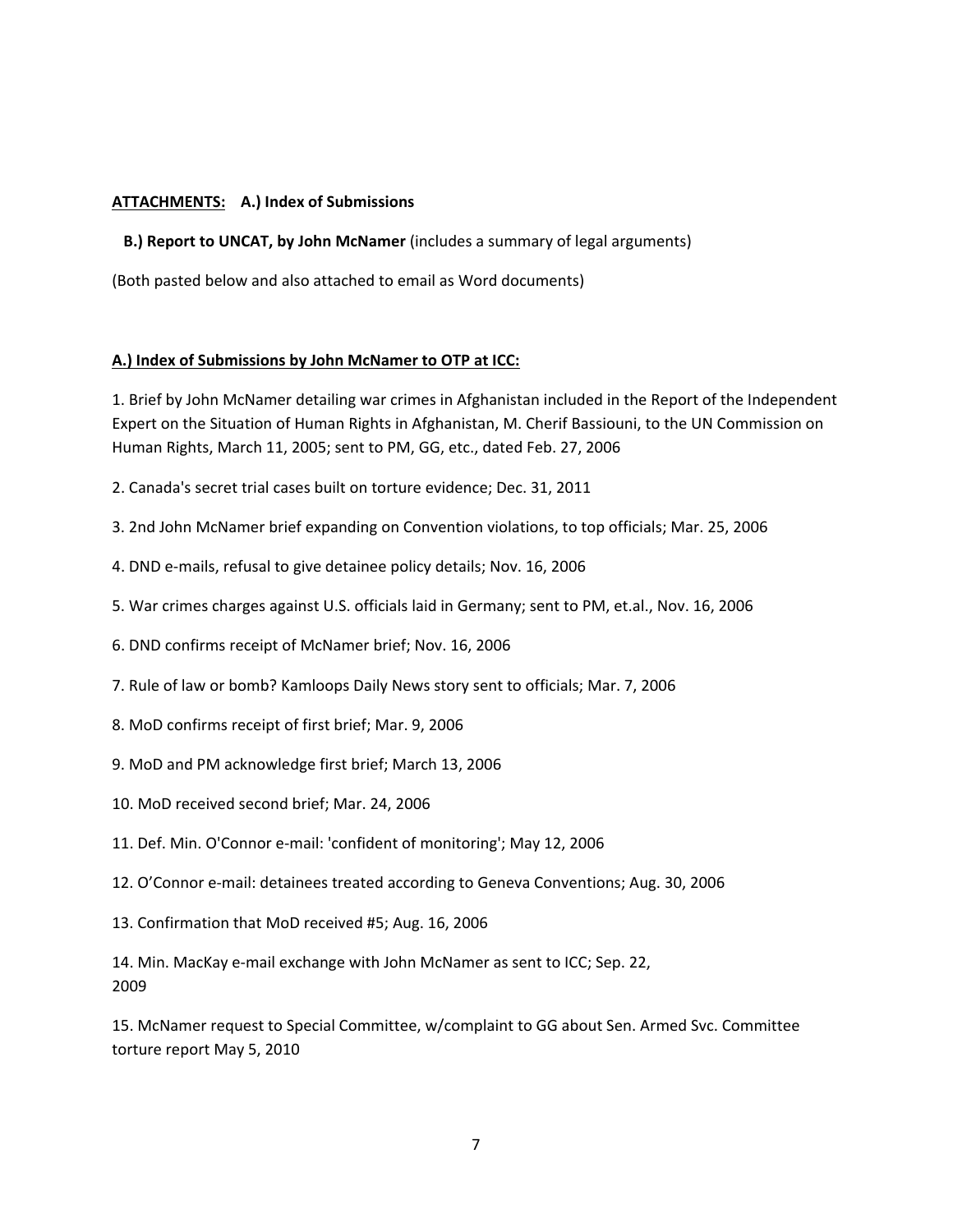**ATTACHMENTS:** **A.) Index of Submissions**

**B.) Report to UNCAT, by John McNamer** (includes a summary of legal arguments)

(Both pasted below and also attached to email as Word documents)

**A.) Index of Submissions by John McNamer to OTP at ICC:**

1. Brief by John McNamer detailing war crimes in Afghanistan included in the Report of the Independent Expert on the Situation of Human Rights in Afghanistan, M. Cherif Bassiouni, to the UN Commission on Human Rights, March 11, 2005; sent to PM, GG, etc., dated Feb. 27, 2006

2. Canada's secret trial cases built on torture evidence; Dec. 31, 2011

3. 2nd John McNamer brief expanding on Convention violations, to top officials; Mar. 25, 2006

4. DND e-mails, refusal to give detainee policy details; Nov. 16, 2006

5. War crimes charges against U.S. officials laid in Germany; sent to PM, et.al., Nov. 16, 2006

6. DND confirms receipt of McNamer brief; Nov. 16, 2006

7. Rule of law or bomb? Kamloops Daily News story sent to officials; Mar. 7, 2006

8. MoD confirms receipt of first brief; Mar. 9, 2006

9. MoD and PM acknowledge first brief; March 13, 2006

10. MoD received second brief; Mar. 24, 2006

11. Def. Min. O'Connor e-mail: 'confident of monitoring'; May 12, 2006

12. O'Connor e-mail: detainees treated according to Geneva Conventions; Aug. 30, 2006

13. Confirmation that MoD received #5; Aug. 16, 2006

14. Min. MacKay e-mail exchange with John McNamer as sent to ICC; Sep. 22, 2009

15. McNamer request to Special Committee, w/complaint to GG about Sen. Armed Svc. Committee torture report May 5, 2010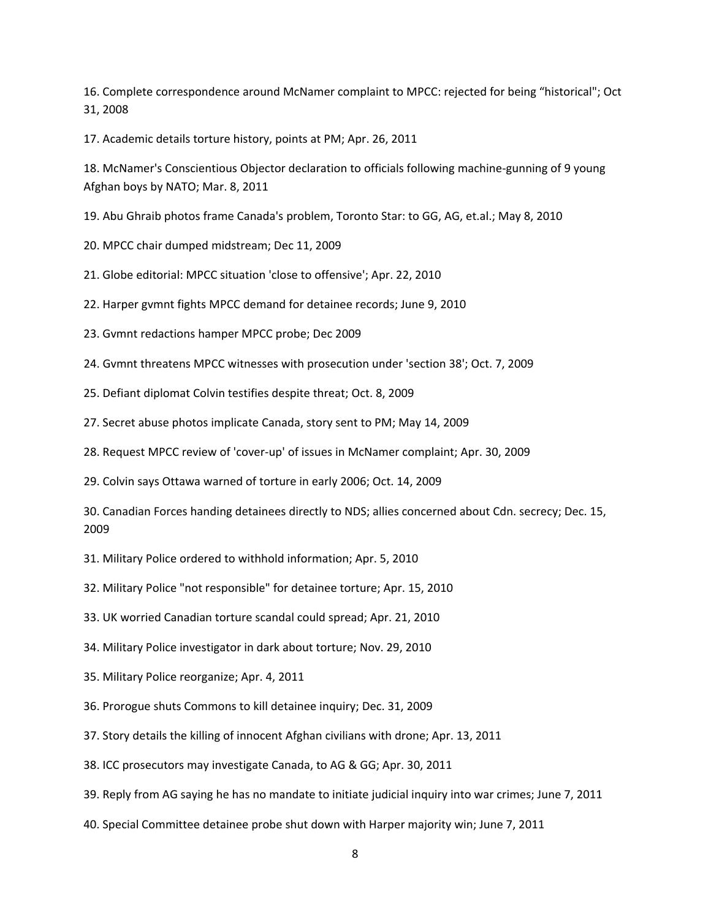16. Complete correspondence around McNamer complaint to MPCC: rejected for being "historical"; Oct 31, 2008

17. Academic details torture history, points at PM; Apr. 26, 2011

18. McNamer's Conscientious Objector declaration to officials following machine-gunning of 9 young Afghan boys by NATO; Mar. 8, 2011

19. Abu Ghraib photos frame Canada's problem, Toronto Star: to GG, AG, et.al.; May 8, 2010

20. MPCC chair dumped midstream; Dec 11, 2009

21. Globe editorial: MPCC situation 'close to offensive'; Apr. 22, 2010

22. Harper gvmnt fights MPCC demand for detainee records; June 9, 2010

23. Gvmnt redactions hamper MPCC probe; Dec 2009

24. Gvmnt threatens MPCC witnesses with prosecution under 'section 38'; Oct. 7, 2009

25. Defiant diplomat Colvin testifies despite threat; Oct. 8, 2009

27. Secret abuse photos implicate Canada, story sent to PM; May 14, 2009

28. Request MPCC review of 'cover-up' of issues in McNamer complaint; Apr. 30, 2009

29. Colvin says Ottawa warned of torture in early 2006; Oct. 14, 2009

30. Canadian Forces handing detainees directly to NDS; allies concerned about Cdn. secrecy; Dec. 15, 2009

31. Military Police ordered to withhold information; Apr. 5, 2010

32. Military Police "not responsible" for detainee torture; Apr. 15, 2010

33. UK worried Canadian torture scandal could spread; Apr. 21, 2010

34. Military Police investigator in dark about torture; Nov. 29, 2010

35. Military Police reorganize; Apr. 4, 2011

36. Prorogue shuts Commons to kill detainee inquiry; Dec. 31, 2009

37. Story details the killing of innocent Afghan civilians with drone; Apr. 13, 2011

38. ICC prosecutors may investigate Canada, to AG & GG; Apr. 30, 2011

39. Reply from AG saying he has no mandate to initiate judicial inquiry into war crimes; June 7, 2011

40. Special Committee detainee probe shut down with Harper majority win; June 7, 2011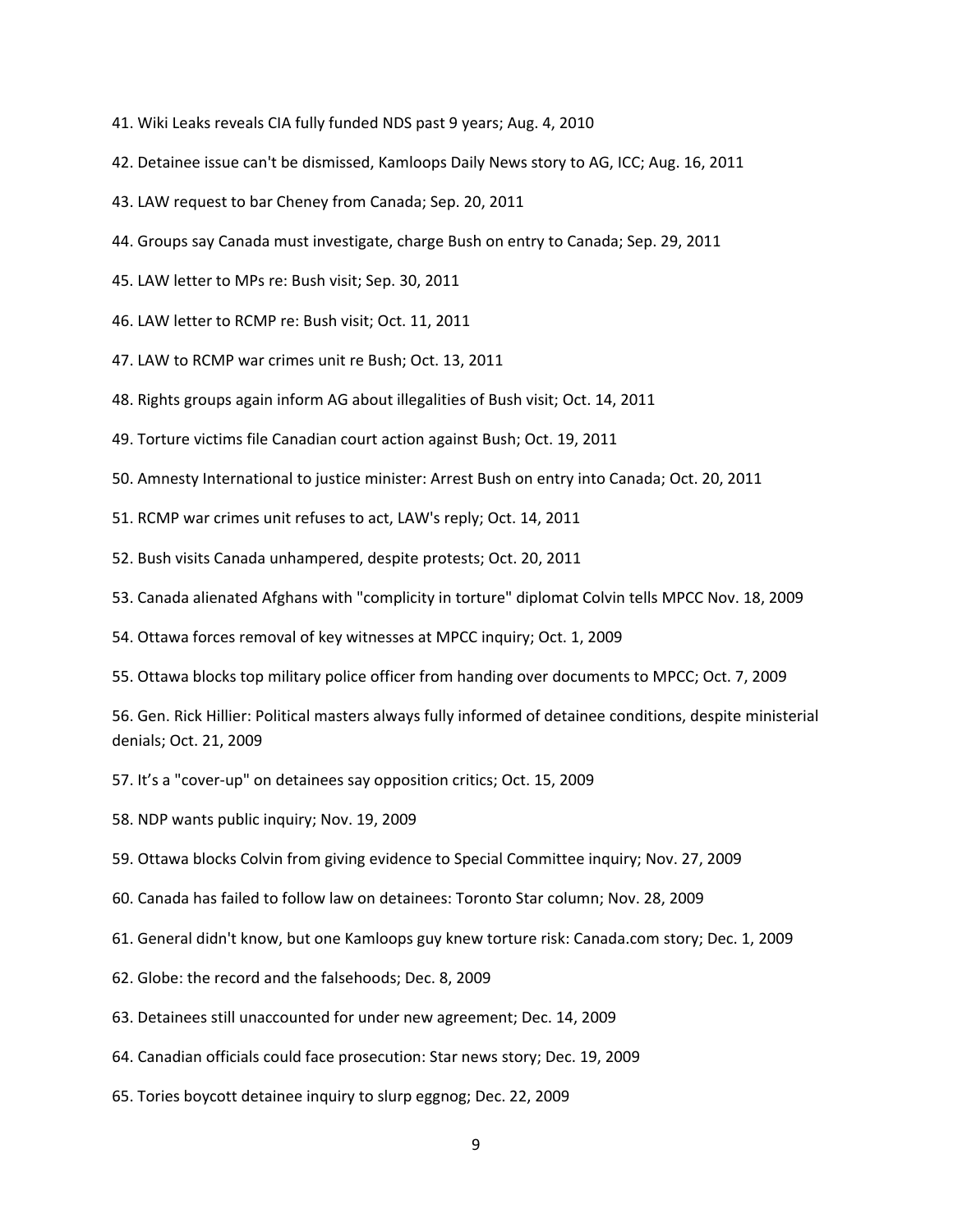41. Wiki Leaks reveals CIA fully funded NDS past 9 years; Aug. 4, 2010

42. Detainee issue can't be dismissed, Kamloops Daily News story to AG, ICC; Aug. 16, 2011

43. LAW request to bar Cheney from Canada; Sep. 20, 2011

44. Groups say Canada must investigate, charge Bush on entry to Canada; Sep. 29, 2011

45. LAW letter to MPs re: Bush visit; Sep. 30, 2011

46. LAW letter to RCMP re: Bush visit; Oct. 11, 2011

47. LAW to RCMP war crimes unit re Bush; Oct. 13, 2011

48. Rights groups again inform AG about illegalities of Bush visit; Oct. 14, 2011

49. Torture victims file Canadian court action against Bush; Oct. 19, 2011

50. Amnesty International to justice minister: Arrest Bush on entry into Canada; Oct. 20, 2011

51. RCMP war crimes unit refuses to act, LAW's reply; Oct. 14, 2011

52. Bush visits Canada unhampered, despite protests; Oct. 20, 2011

53. Canada alienated Afghans with "complicity in torture" diplomat Colvin tells MPCC Nov. 18, 2009

54. Ottawa forces removal of key witnesses at MPCC inquiry; Oct. 1, 2009

55. Ottawa blocks top military police officer from handing over documents to MPCC; Oct. 7, 2009

56. Gen. Rick Hillier: Political masters always fully informed of detainee conditions, despite ministerial denials; Oct. 21, 2009

57. It's a "cover-up" on detainees say opposition critics; Oct. 15, 2009

58. NDP wants public inquiry; Nov. 19, 2009

59. Ottawa blocks Colvin from giving evidence to Special Committee inquiry; Nov. 27, 2009

60. Canada has failed to follow law on detainees: Toronto Star column; Nov. 28, 2009

61. General didn't know, but one Kamloops guy knew torture risk: Canada.com story; Dec. 1, 2009

62. Globe: the record and the falsehoods; Dec. 8, 2009

63. Detainees still unaccounted for under new agreement; Dec. 14, 2009

64. Canadian officials could face prosecution: Star news story; Dec. 19, 2009

65. Tories boycott detainee inquiry to slurp eggnog; Dec. 22, 2009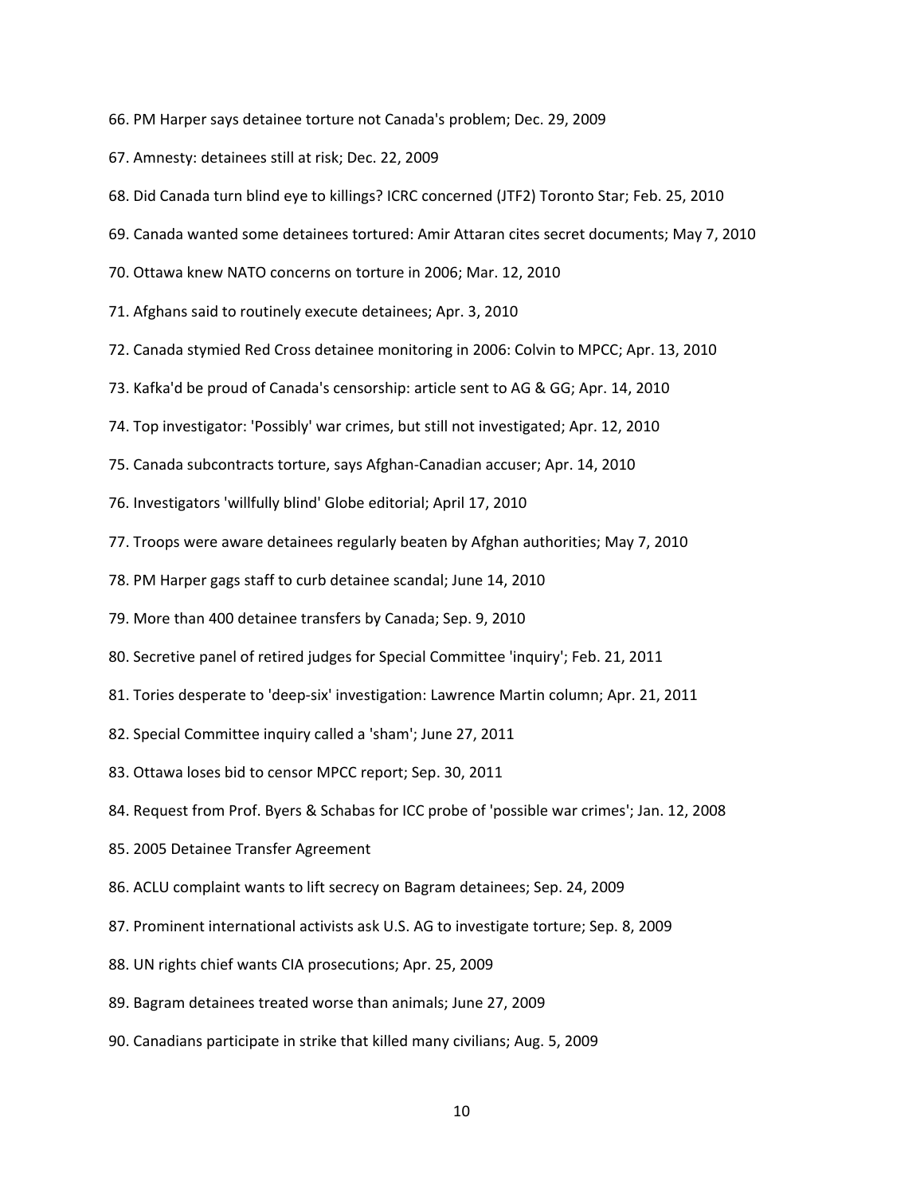66. PM Harper says detainee torture not Canada's problem; Dec. 29, 2009
67. Amnesty: detainees still at risk; Dec. 22, 2009
68. Did Canada turn blind eye to killings? ICRC concerned (JTF2) Toronto Star; Feb. 25, 2010
69. Canada wanted some detainees tortured: Amir Attaran cites secret documents; May 7, 2010
70. Ottawa knew NATO concerns on torture in 2006; Mar. 12, 2010
71. Afghans said to routinely execute detainees; Apr. 3, 2010
72. Canada stymied Red Cross detainee monitoring in 2006: Colvin to MPCC; Apr. 13, 2010
73. Kafka'd be proud of Canada's censorship: article sent to AG & GG; Apr. 14, 2010
74. Top investigator: 'Possibly' war crimes, but still not investigated; Apr. 12, 2010
75. Canada subcontracts torture, says Afghan-Canadian accuser; Apr. 14, 2010
76. Investigators 'willfully blind' Globe editorial; April 17, 2010
77. Troops were aware detainees regularly beaten by Afghan authorities; May 7, 2010
78. PM Harper gags staff to curb detainee scandal; June 14, 2010
79. More than 400 detainee transfers by Canada; Sep. 9, 2010
80. Secretive panel of retired judges for Special Committee 'inquiry'; Feb. 21, 2011
81. Tories desperate to 'deep-six' investigation: Lawrence Martin column; Apr. 21, 2011
82. Special Committee inquiry called a 'sham'; June 27, 2011
83. Ottawa loses bid to censor MPCC report; Sep. 30, 2011
84. Request from Prof. Byers & Schabas for ICC probe of 'possible war crimes'; Jan. 12, 2008
85. 2005 Detainee Transfer Agreement
86. ACLU complaint wants to lift secrecy on Bagram detainees; Sep. 24, 2009
87. Prominent international activists ask U.S. AG to investigate torture; Sep. 8, 2009
88. UN rights chief wants CIA prosecutions; Apr. 25, 2009
89. Bagram detainees treated worse than animals; June 27, 2009
90. Canadians participate in strike that killed many civilians; Aug. 5, 2009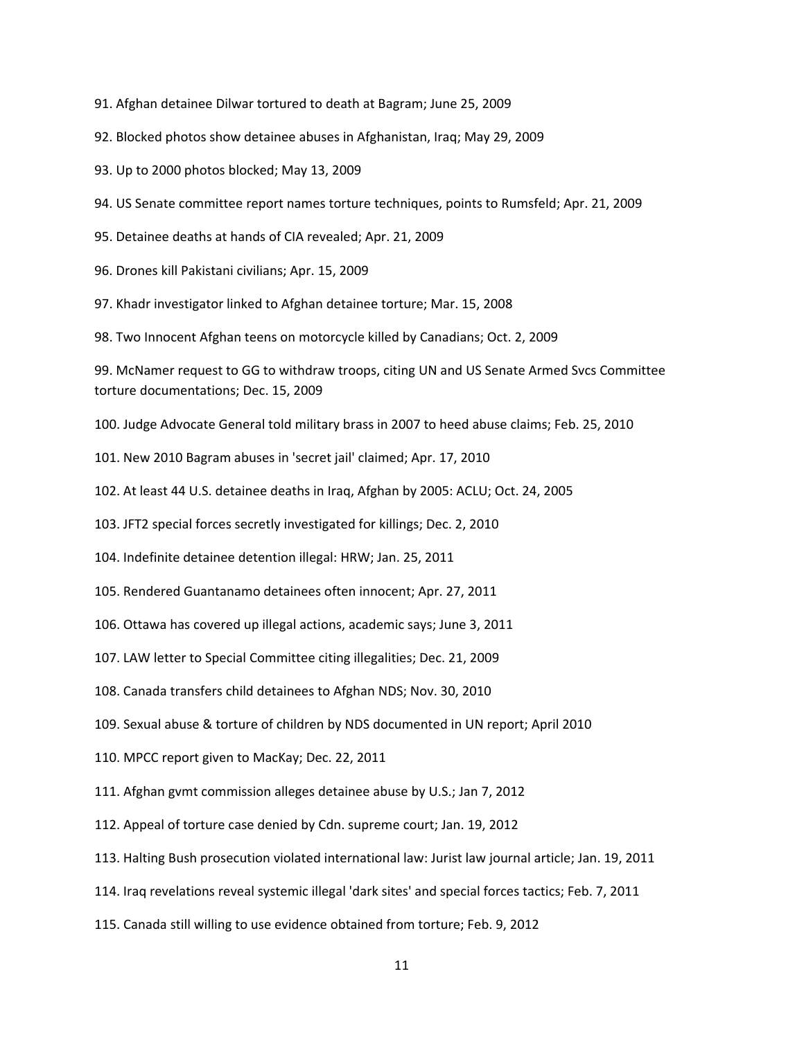91. Afghan detainee Dilwar tortured to death at Bagram; June 25, 2009

92. Blocked photos show detainee abuses in Afghanistan, Iraq; May 29, 2009

93. Up to 2000 photos blocked; May 13, 2009

94. US Senate committee report names torture techniques, points to Rumsfeld; Apr. 21, 2009

95. Detainee deaths at hands of CIA revealed; Apr. 21, 2009

96. Drones kill Pakistani civilians; Apr. 15, 2009

97. Khadr investigator linked to Afghan detainee torture; Mar. 15, 2008

98. Two Innocent Afghan teens on motorcycle killed by Canadians; Oct. 2, 2009

99. McNamer request to GG to withdraw troops, citing UN and US Senate Armed Svcs Committee torture documentations; Dec. 15, 2009

100. Judge Advocate General told military brass in 2007 to heed abuse claims; Feb. 25, 2010

101. New 2010 Bagram abuses in 'secret jail' claimed; Apr. 17, 2010

102. At least 44 U.S. detainee deaths in Iraq, Afghan by 2005: ACLU; Oct. 24, 2005

103. JFT2 special forces secretly investigated for killings; Dec. 2, 2010

104. Indefinite detainee detention illegal: HRW; Jan. 25, 2011

105. Rendered Guantanamo detainees often innocent; Apr. 27, 2011

106. Ottawa has covered up illegal actions, academic says; June 3, 2011

107. LAW letter to Special Committee citing illegalities; Dec. 21, 2009

108. Canada transfers child detainees to Afghan NDS; Nov. 30, 2010

109. Sexual abuse & torture of children by NDS documented in UN report; April 2010

110. MPCC report given to MacKay; Dec. 22, 2011

111. Afghan gvmt commission alleges detainee abuse by U.S.; Jan 7, 2012

112. Appeal of torture case denied by Cdn. supreme court; Jan. 19, 2012

113. Halting Bush prosecution violated international law: Jurist law journal article; Jan. 19, 2011

114. Iraq revelations reveal systemic illegal 'dark sites' and special forces tactics; Feb. 7, 2011

115. Canada still willing to use evidence obtained from torture; Feb. 9, 2012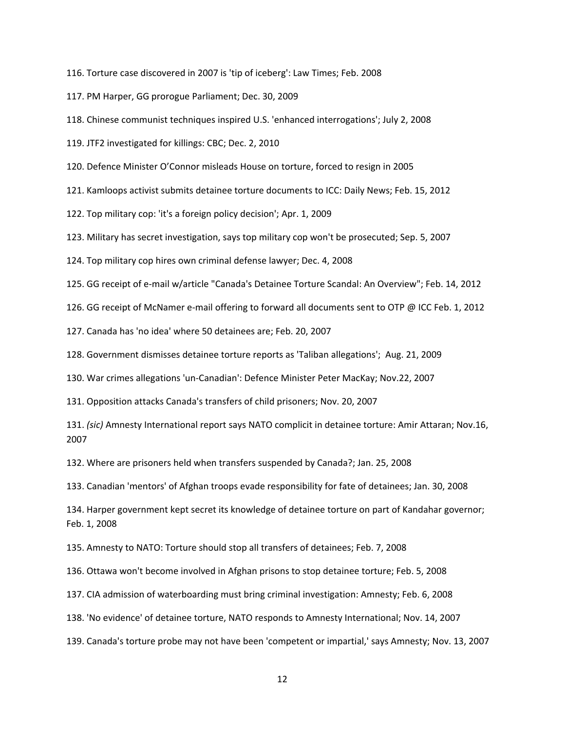116. Torture case discovered in 2007 is 'tip of iceberg': Law Times; Feb. 2008

117. PM Harper, GG prorogue Parliament; Dec. 30, 2009

118. Chinese communist techniques inspired U.S. 'enhanced interrogations'; July 2, 2008

119. JTF2 investigated for killings: CBC; Dec. 2, 2010

120. Defence Minister O'Connor misleads House on torture, forced to resign in 2005

121. Kamloops activist submits detainee torture documents to ICC: Daily News; Feb. 15, 2012

122. Top military cop: 'it's a foreign policy decision'; Apr. 1, 2009

123. Military has secret investigation, says top military cop won't be prosecuted; Sep. 5, 2007

124. Top military cop hires own criminal defense lawyer; Dec. 4, 2008

125. GG receipt of e-mail w/article "Canada's Detainee Torture Scandal: An Overview"; Feb. 14, 2012

126. GG receipt of McNamer e-mail offering to forward all documents sent to OTP @ ICC Feb. 1, 2012

127. Canada has 'no idea' where 50 detainees are; Feb. 20, 2007

128. Government dismisses detainee torture reports as 'Taliban allegations'; Aug. 21, 2009

130. War crimes allegations 'un-Canadian': Defence Minister Peter MacKay; Nov.22, 2007

131. Opposition attacks Canada's transfers of child prisoners; Nov. 20, 2007

131. *(sic)* Amnesty International report says NATO complicit in detainee torture: Amir Attaran; Nov.16, 2007

132. Where are prisoners held when transfers suspended by Canada?; Jan. 25, 2008

133. Canadian 'mentors' of Afghan troops evade responsibility for fate of detainees; Jan. 30, 2008

134. Harper government kept secret its knowledge of detainee torture on part of Kandahar governor; Feb. 1, 2008

135. Amnesty to NATO: Torture should stop all transfers of detainees; Feb. 7, 2008

136. Ottawa won't become involved in Afghan prisons to stop detainee torture; Feb. 5, 2008

137. CIA admission of waterboarding must bring criminal investigation: Amnesty; Feb. 6, 2008

138. 'No evidence' of detainee torture, NATO responds to Amnesty International; Nov. 14, 2007

139. Canada's torture probe may not have been 'competent or impartial,' says Amnesty; Nov. 13, 2007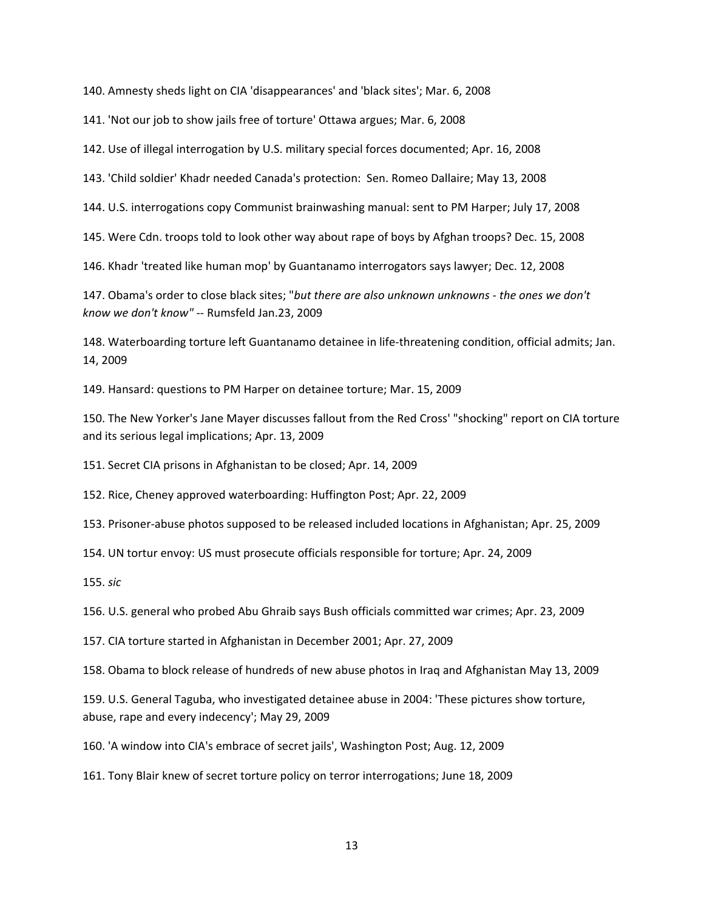140. Amnesty sheds light on CIA 'disappearances' and 'black sites'; Mar. 6, 2008

141. 'Not our job to show jails free of torture' Ottawa argues; Mar. 6, 2008

142. Use of illegal interrogation by U.S. military special forces documented; Apr. 16, 2008

143. 'Child soldier' Khadr needed Canada's protection:  Sen. Romeo Dallaire; May 13, 2008

144. U.S. interrogations copy Communist brainwashing manual: sent to PM Harper; July 17, 2008

145. Were Cdn. troops told to look other way about rape of boys by Afghan troops? Dec. 15, 2008

146. Khadr 'treated like human mop' by Guantanamo interrogators says lawyer; Dec. 12, 2008

147. Obama's order to close black sites; "*but there are also unknown unknowns - the ones we don't know we don't know"* -- Rumsfeld Jan.23, 2009

148. Waterboarding torture left Guantanamo detainee in life-threatening condition, official admits; Jan. 14, 2009

149. Hansard: questions to PM Harper on detainee torture; Mar. 15, 2009

150. The New Yorker's Jane Mayer discusses fallout from the Red Cross' "shocking" report on CIA torture and its serious legal implications; Apr. 13, 2009

151. Secret CIA prisons in Afghanistan to be closed; Apr. 14, 2009

152. Rice, Cheney approved waterboarding: Huffington Post; Apr. 22, 2009

153. Prisoner-abuse photos supposed to be released included locations in Afghanistan; Apr. 25, 2009

154. UN tortur envoy: US must prosecute officials responsible for torture; Apr. 24, 2009

155. *sic*

156. U.S. general who probed Abu Ghraib says Bush officials committed war crimes; Apr. 23, 2009

157. CIA torture started in Afghanistan in December 2001; Apr. 27, 2009

158. Obama to block release of hundreds of new abuse photos in Iraq and Afghanistan May 13, 2009

159. U.S. General Taguba, who investigated detainee abuse in 2004: 'These pictures show torture, abuse, rape and every indecency'; May 29, 2009

160. 'A window into CIA's embrace of secret jails', Washington Post; Aug. 12, 2009

161. Tony Blair knew of secret torture policy on terror interrogations; June 18, 2009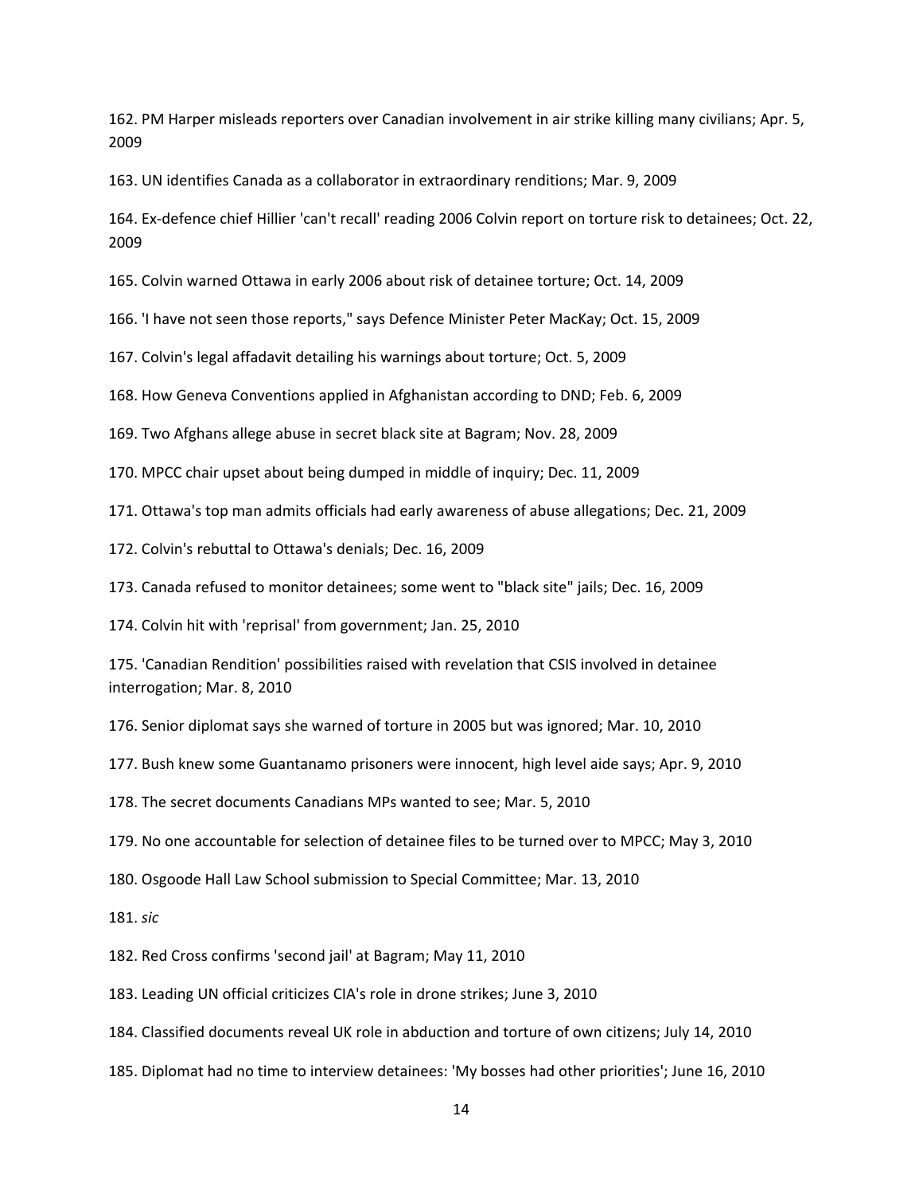162. PM Harper misleads reporters over Canadian involvement in air strike killing many civilians; Apr. 5, 2009

163. UN identifies Canada as a collaborator in extraordinary renditions; Mar. 9, 2009

164. Ex-defence chief Hillier 'can't recall' reading 2006 Colvin report on torture risk to detainees; Oct. 22, 2009

165. Colvin warned Ottawa in early 2006 about risk of detainee torture; Oct. 14, 2009

166. 'I have not seen those reports," says Defence Minister Peter MacKay; Oct. 15, 2009

167. Colvin's legal affadavit detailing his warnings about torture; Oct. 5, 2009

168. How Geneva Conventions applied in Afghanistan according to DND; Feb. 6, 2009

169. Two Afghans allege abuse in secret black site at Bagram; Nov. 28, 2009

170. MPCC chair upset about being dumped in middle of inquiry; Dec. 11, 2009

171. Ottawa's top man admits officials had early awareness of abuse allegations; Dec. 21, 2009

172. Colvin's rebuttal to Ottawa's denials; Dec. 16, 2009

173. Canada refused to monitor detainees; some went to "black site" jails; Dec. 16, 2009

174. Colvin hit with 'reprisal' from government; Jan. 25, 2010

175. 'Canadian Rendition' possibilities raised with revelation that CSIS involved in detainee interrogation; Mar. 8, 2010

176. Senior diplomat says she warned of torture in 2005 but was ignored; Mar. 10, 2010

177. Bush knew some Guantanamo prisoners were innocent, high level aide says; Apr. 9, 2010

178. The secret documents Canadians MPs wanted to see; Mar. 5, 2010

179. No one accountable for selection of detainee files to be turned over to MPCC; May 3, 2010

180. Osgoode Hall Law School submission to Special Committee; Mar. 13, 2010

181. *sic*

182. Red Cross confirms 'second jail' at Bagram; May 11, 2010

183. Leading UN official criticizes CIA's role in drone strikes; June 3, 2010

184. Classified documents reveal UK role in abduction and torture of own citizens; July 14, 2010

185. Diplomat had no time to interview detainees: 'My bosses had other priorities'; June 16, 2010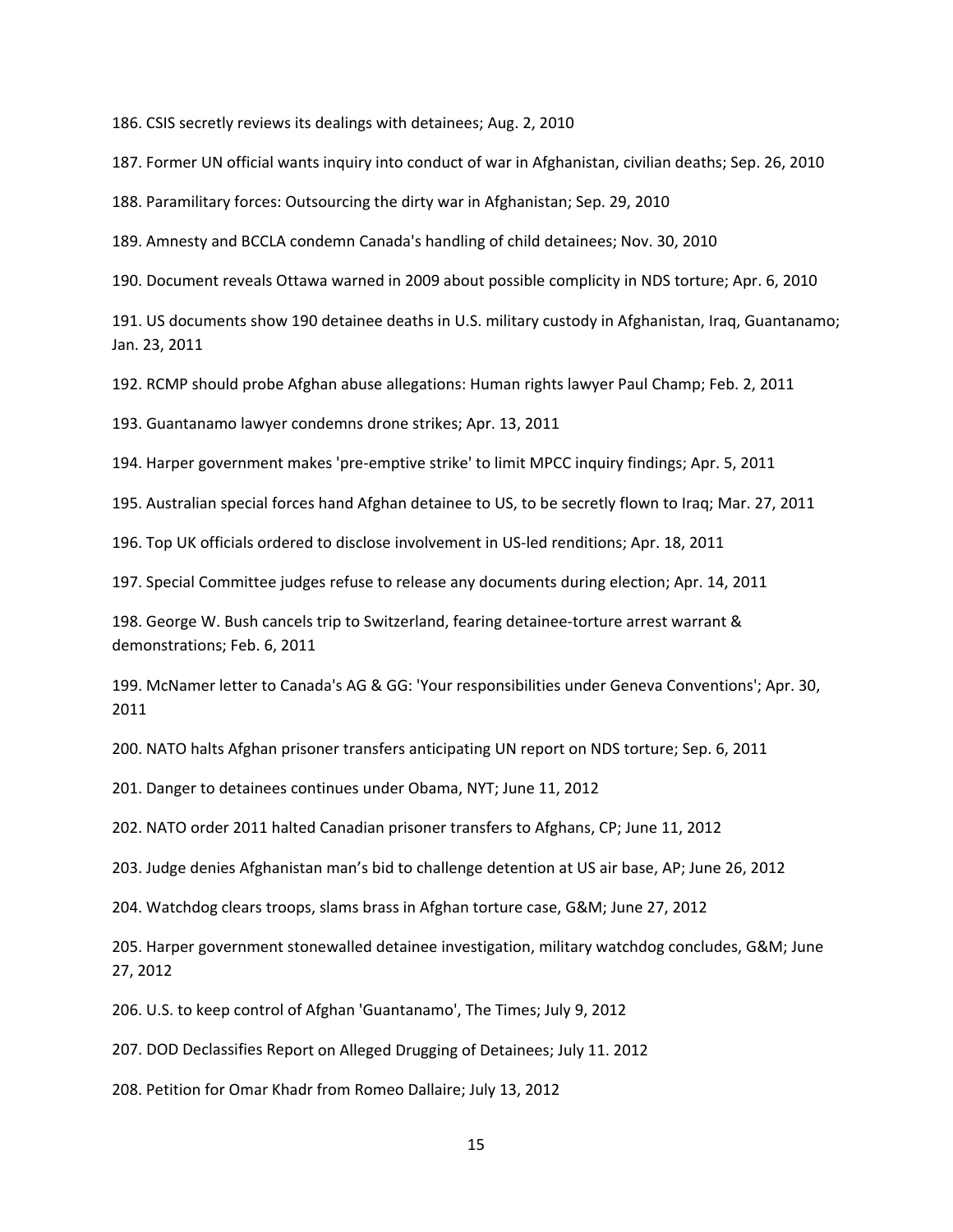186. CSIS secretly reviews its dealings with detainees; Aug. 2, 2010

187. Former UN official wants inquiry into conduct of war in Afghanistan, civilian deaths; Sep. 26, 2010

188. Paramilitary forces: Outsourcing the dirty war in Afghanistan; Sep. 29, 2010

189. Amnesty and BCCLA condemn Canada's handling of child detainees; Nov. 30, 2010

190. Document reveals Ottawa warned in 2009 about possible complicity in NDS torture; Apr. 6, 2010

191. US documents show 190 detainee deaths in U.S. military custody in Afghanistan, Iraq, Guantanamo; Jan. 23, 2011

192. RCMP should probe Afghan abuse allegations: Human rights lawyer Paul Champ; Feb. 2, 2011

193. Guantanamo lawyer condemns drone strikes; Apr. 13, 2011

194. Harper government makes 'pre-emptive strike' to limit MPCC inquiry findings; Apr. 5, 2011

195. Australian special forces hand Afghan detainee to US, to be secretly flown to Iraq; Mar. 27, 2011

196. Top UK officials ordered to disclose involvement in US-led renditions; Apr. 18, 2011

197. Special Committee judges refuse to release any documents during election; Apr. 14, 2011

198. George W. Bush cancels trip to Switzerland, fearing detainee-torture arrest warrant & demonstrations; Feb. 6, 2011

199. McNamer letter to Canada's AG & GG: 'Your responsibilities under Geneva Conventions'; Apr. 30, 2011

200. NATO halts Afghan prisoner transfers anticipating UN report on NDS torture; Sep. 6, 2011

201. Danger to detainees continues under Obama, NYT; June 11, 2012

202. NATO order 2011 halted Canadian prisoner transfers to Afghans, CP; June 11, 2012

203. Judge denies Afghanistan man's bid to challenge detention at US air base, AP; June 26, 2012

204. Watchdog clears troops, slams brass in Afghan torture case, G&M; June 27, 2012

205. Harper government stonewalled detainee investigation, military watchdog concludes, G&M; June 27, 2012

206. U.S. to keep control of Afghan 'Guantanamo', The Times; July 9, 2012

207. DOD Declassifies Report on Alleged Drugging of Detainees; July 11. 2012

208. Petition for Omar Khadr from Romeo Dallaire; July 13, 2012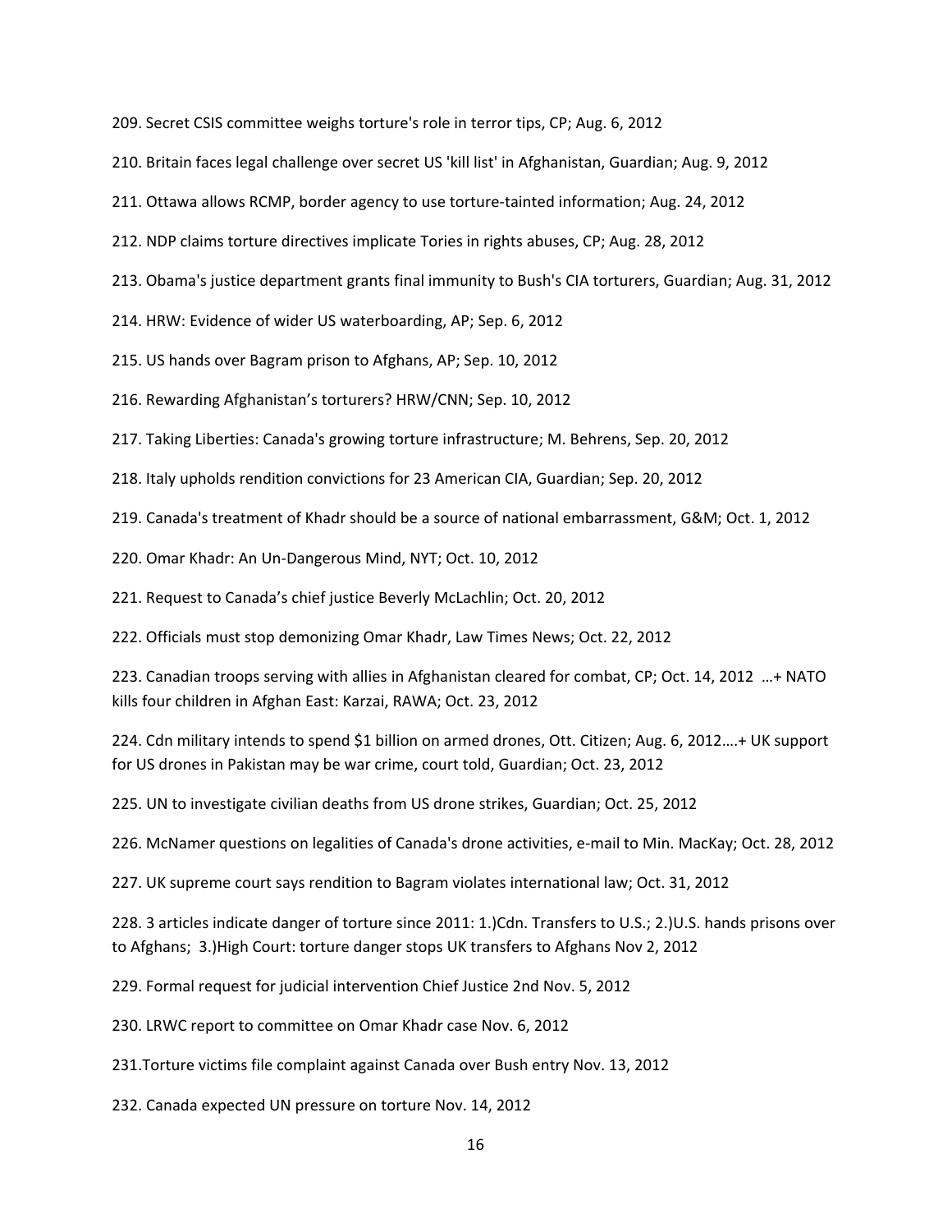209. Secret CSIS committee weighs torture's role in terror tips, CP; Aug. 6, 2012

210. Britain faces legal challenge over secret US 'kill list' in Afghanistan, Guardian; Aug. 9, 2012

211. Ottawa allows RCMP, border agency to use torture-tainted information; Aug. 24, 2012

212. NDP claims torture directives implicate Tories in rights abuses, CP; Aug. 28, 2012

213. Obama's justice department grants final immunity to Bush's CIA torturers, Guardian; Aug. 31, 2012

214. HRW: Evidence of wider US waterboarding, AP; Sep. 6, 2012

215. US hands over Bagram prison to Afghans, AP; Sep. 10, 2012

216. Rewarding Afghanistan's torturers? HRW/CNN; Sep. 10, 2012

217. Taking Liberties: Canada's growing torture infrastructure; M. Behrens, Sep. 20, 2012

218. Italy upholds rendition convictions for 23 American CIA, Guardian; Sep. 20, 2012

219. Canada's treatment of Khadr should be a source of national embarrassment, G&M; Oct. 1, 2012

220. Omar Khadr: An Un-Dangerous Mind, NYT; Oct. 10, 2012

221. Request to Canada's chief justice Beverly McLachlin; Oct. 20, 2012

222. Officials must stop demonizing Omar Khadr, Law Times News; Oct. 22, 2012

223. Canadian troops serving with allies in Afghanistan cleared for combat, CP; Oct. 14, 2012 …+ NATO kills four children in Afghan East: Karzai, RAWA; Oct. 23, 2012

224. Cdn military intends to spend $1 billion on armed drones, Ott. Citizen; Aug. 6, 2012….+ UK support for US drones in Pakistan may be war crime, court told, Guardian; Oct. 23, 2012

225. UN to investigate civilian deaths from US drone strikes, Guardian; Oct. 25, 2012

226. McNamer questions on legalities of Canada's drone activities, e-mail to Min. MacKay; Oct. 28, 2012

227. UK supreme court says rendition to Bagram violates international law; Oct. 31, 2012

228. 3 articles indicate danger of torture since 2011: 1.)Cdn. Transfers to U.S.; 2.)U.S. hands prisons over to Afghans; 3.)High Court: torture danger stops UK transfers to Afghans Nov 2, 2012

229. Formal request for judicial intervention Chief Justice 2nd Nov. 5, 2012

230. LRWC report to committee on Omar Khadr case Nov. 6, 2012

231.Torture victims file complaint against Canada over Bush entry Nov. 13, 2012

232. Canada expected UN pressure on torture Nov. 14, 2012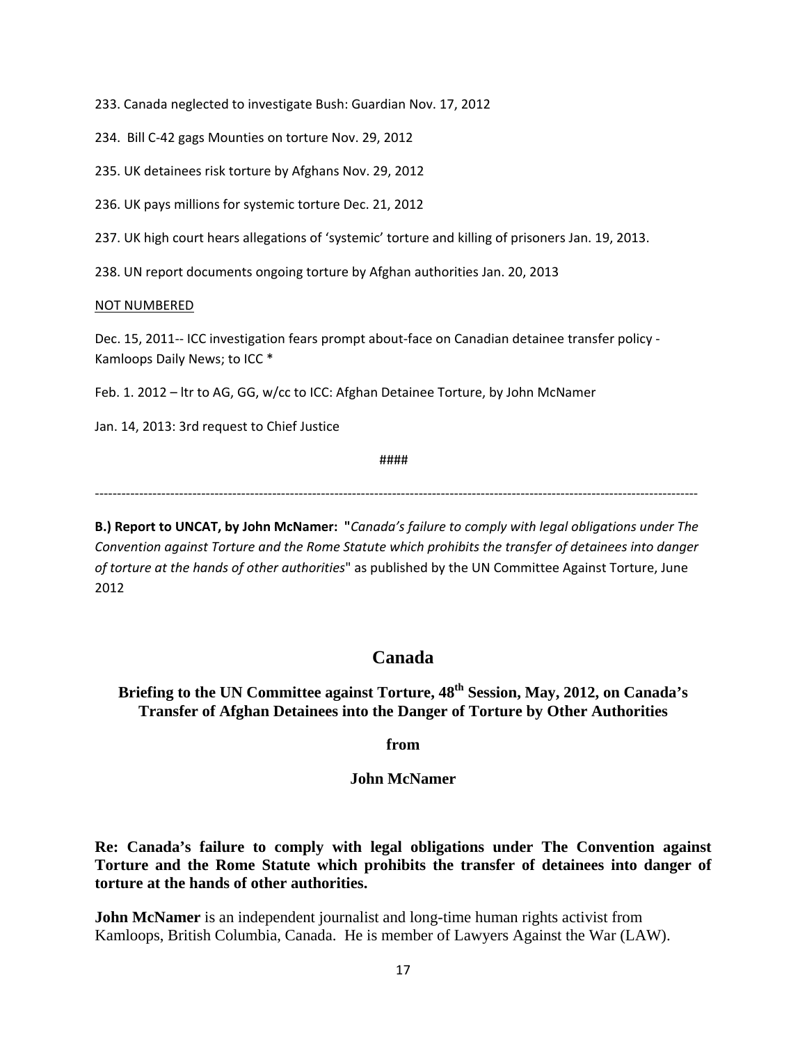233. Canada neglected to investigate Bush: Guardian Nov. 17, 2012

234. Bill C-42 gags Mounties on torture Nov. 29, 2012

235. UK detainees risk torture by Afghans Nov. 29, 2012

236. UK pays millions for systemic torture Dec. 21, 2012

237. UK high court hears allegations of 'systemic' torture and killing of prisoners Jan. 19, 2013.

238. UN report documents ongoing torture by Afghan authorities Jan. 20, 2013

<u>NOT NUMBERED</u>

Dec. 15, 2011-- ICC investigation fears prompt about-face on Canadian detainee transfer policy - Kamloops Daily News; to ICC *

Feb. 1. 2012 – ltr to AG, GG, w/cc to ICC: Afghan Detainee Torture, by John McNamer

Jan. 14, 2013: 3rd request to Chief Justice

####

---

**B.) Report to UNCAT, by John McNamer: "***Canada's failure to comply with legal obligations under The Convention against Torture and the Rome Statute which prohibits the transfer of detainees into danger of torture at the hands of other authorities*" as published by the UN Committee Against Torture, June 2012

## Canada

### Briefing to the UN Committee against Torture, 48th Session, May, 2012, on Canada's Transfer of Afghan Detainees into the Danger of Torture by Other Authorities

**from**

**John McNamer**

**Re: Canada's failure to comply with legal obligations under The Convention against Torture and the Rome Statute which prohibits the transfer of detainees into danger of torture at the hands of other authorities.**

**John McNamer** is an independent journalist and long-time human rights activist from Kamloops, British Columbia, Canada. He is member of Lawyers Against the War (LAW).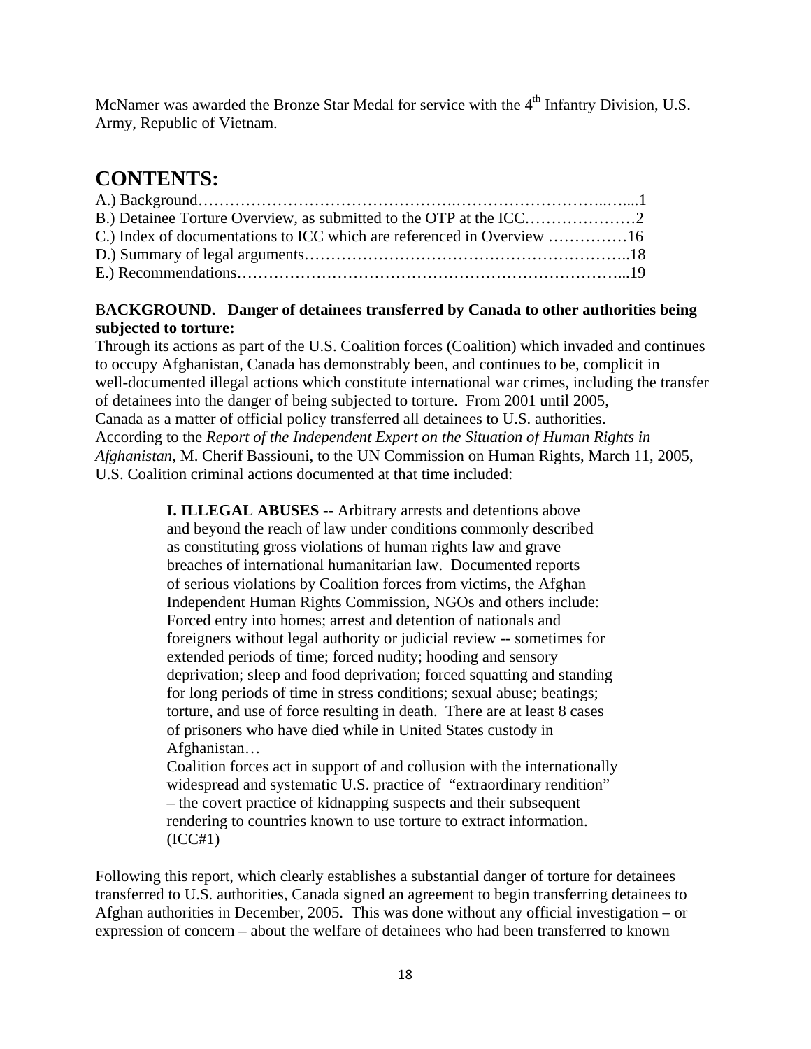McNamer was awarded the Bronze Star Medal for service with the 4th Infantry Division, U.S. Army, Republic of Vietnam.

# CONTENTS:

A.) Background……………………………………….………………………..…....1
B.) Detainee Torture Overview, as submitted to the OTP at the ICC…………………2
C.) Index of documentations to ICC which are referenced in Overview ……………16
D.) Summary of legal arguments…………………………………………………..18
E.) Recommendations…………………………………………………………...19

**BACKGROUND. Danger of detainees transferred by Canada to other authorities being subjected to torture:**

Through its actions as part of the U.S. Coalition forces (Coalition) which invaded and continues to occupy Afghanistan, Canada has demonstrably been, and continues to be, complicit in well-documented illegal actions which constitute international war crimes, including the transfer of detainees into the danger of being subjected to torture. From 2001 until 2005, Canada as a matter of official policy transferred all detainees to U.S. authorities. According to the *Report of the Independent Expert on the Situation of Human Rights in Afghanistan,* M. Cherif Bassiouni, to the UN Commission on Human Rights, March 11, 2005, U.S. Coalition criminal actions documented at that time included:

> **I. ILLEGAL ABUSES** -- Arbitrary arrests and detentions above and beyond the reach of law under conditions commonly described as constituting gross violations of human rights law and grave breaches of international humanitarian law. Documented reports of serious violations by Coalition forces from victims, the Afghan Independent Human Rights Commission, NGOs and others include: Forced entry into homes; arrest and detention of nationals and foreigners without legal authority or judicial review -- sometimes for extended periods of time; forced nudity; hooding and sensory deprivation; sleep and food deprivation; forced squatting and standing for long periods of time in stress conditions; sexual abuse; beatings; torture, and use of force resulting in death. There are at least 8 cases of prisoners who have died while in United States custody in Afghanistan…
>
> Coalition forces act in support of and collusion with the internationally widespread and systematic U.S. practice of "extraordinary rendition" – the covert practice of kidnapping suspects and their subsequent rendering to countries known to use torture to extract information. (ICC#1)

Following this report, which clearly establishes a substantial danger of torture for detainees transferred to U.S. authorities, Canada signed an agreement to begin transferring detainees to Afghan authorities in December, 2005. This was done without any official investigation – or expression of concern – about the welfare of detainees who had been transferred to known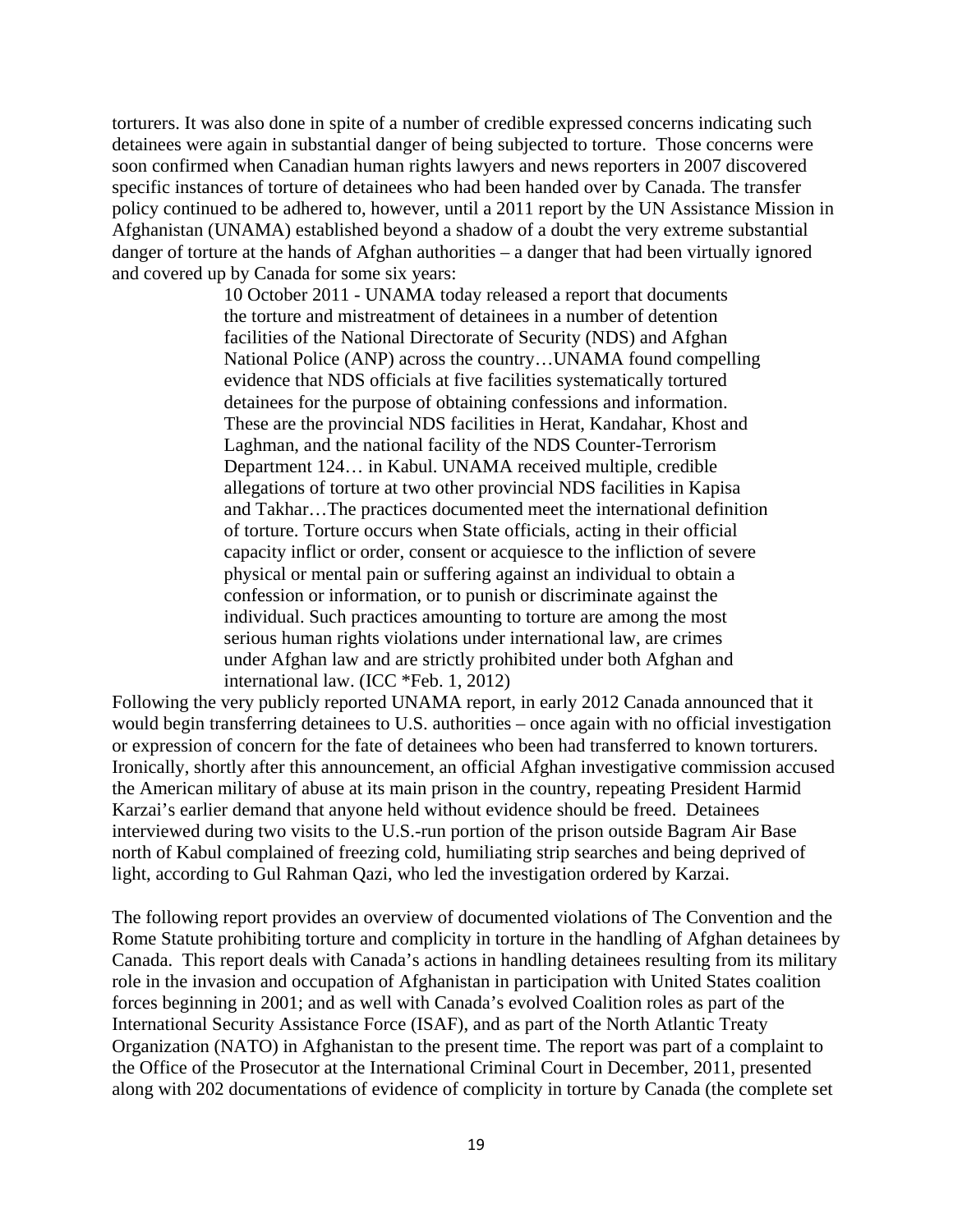torturers. It was also done in spite of a number of credible expressed concerns indicating such detainees were again in substantial danger of being subjected to torture. Those concerns were soon confirmed when Canadian human rights lawyers and news reporters in 2007 discovered specific instances of torture of detainees who had been handed over by Canada. The transfer policy continued to be adhered to, however, until a 2011 report by the UN Assistance Mission in Afghanistan (UNAMA) established beyond a shadow of a doubt the very extreme substantial danger of torture at the hands of Afghan authorities – a danger that had been virtually ignored and covered up by Canada for some six years:

> 10 October 2011 - UNAMA today released a report that documents the torture and mistreatment of detainees in a number of detention facilities of the National Directorate of Security (NDS) and Afghan National Police (ANP) across the country…UNAMA found compelling evidence that NDS officials at five facilities systematically tortured detainees for the purpose of obtaining confessions and information. These are the provincial NDS facilities in Herat, Kandahar, Khost and Laghman, and the national facility of the NDS Counter-Terrorism Department 124… in Kabul. UNAMA received multiple, credible allegations of torture at two other provincial NDS facilities in Kapisa and Takhar…The practices documented meet the international definition of torture. Torture occurs when State officials, acting in their official capacity inflict or order, consent or acquiesce to the infliction of severe physical or mental pain or suffering against an individual to obtain a confession or information, or to punish or discriminate against the individual. Such practices amounting to torture are among the most serious human rights violations under international law, are crimes under Afghan law and are strictly prohibited under both Afghan and international law. (ICC *Feb. 1, 2012)

Following the very publicly reported UNAMA report, in early 2012 Canada announced that it would begin transferring detainees to U.S. authorities – once again with no official investigation or expression of concern for the fate of detainees who been had transferred to known torturers. Ironically, shortly after this announcement, an official Afghan investigative commission accused the American military of abuse at its main prison in the country, repeating President Harmid Karzai's earlier demand that anyone held without evidence should be freed. Detainees interviewed during two visits to the U.S.-run portion of the prison outside Bagram Air Base north of Kabul complained of freezing cold, humiliating strip searches and being deprived of light, according to Gul Rahman Qazi, who led the investigation ordered by Karzai.

The following report provides an overview of documented violations of The Convention and the Rome Statute prohibiting torture and complicity in torture in the handling of Afghan detainees by Canada. This report deals with Canada's actions in handling detainees resulting from its military role in the invasion and occupation of Afghanistan in participation with United States coalition forces beginning in 2001; and as well with Canada's evolved Coalition roles as part of the International Security Assistance Force (ISAF), and as part of the North Atlantic Treaty Organization (NATO) in Afghanistan to the present time. The report was part of a complaint to the Office of the Prosecutor at the International Criminal Court in December, 2011, presented along with 202 documentations of evidence of complicity in torture by Canada (the complete set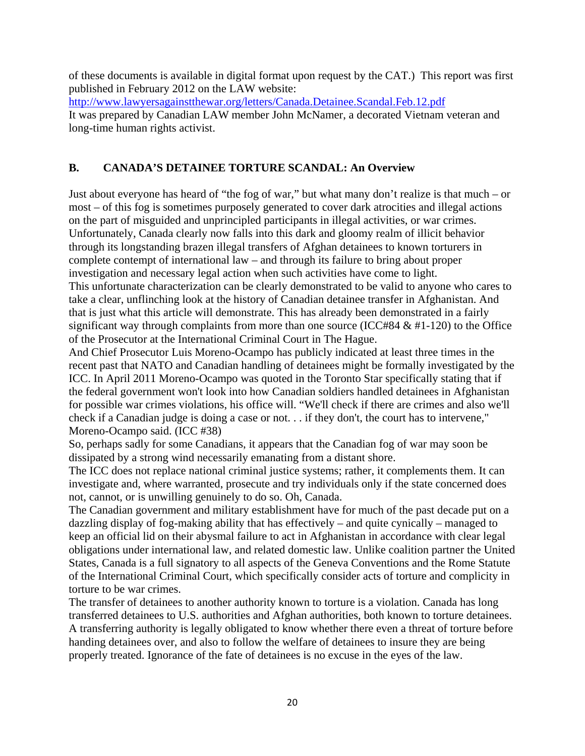of these documents is available in digital format upon request by the CAT.) This report was first published in February 2012 on the LAW website:
http://www.lawyersagainstthewar.org/letters/Canada.Detainee.Scandal.Feb.12.pdf
It was prepared by Canadian LAW member John McNamer, a decorated Vietnam veteran and long-time human rights activist.

## B. CANADA'S DETAINEE TORTURE SCANDAL: An Overview

Just about everyone has heard of "the fog of war," but what many don't realize is that much – or most – of this fog is sometimes purposely generated to cover dark atrocities and illegal actions on the part of misguided and unprincipled participants in illegal activities, or war crimes. Unfortunately, Canada clearly now falls into this dark and gloomy realm of illicit behavior through its longstanding brazen illegal transfers of Afghan detainees to known torturers in complete contempt of international law – and through its failure to bring about proper investigation and necessary legal action when such activities have come to light.

This unfortunate characterization can be clearly demonstrated to be valid to anyone who cares to take a clear, unflinching look at the history of Canadian detainee transfer in Afghanistan. And that is just what this article will demonstrate. This has already been demonstrated in a fairly significant way through complaints from more than one source (ICC#84 & #1-120) to the Office of the Prosecutor at the International Criminal Court in The Hague.

And Chief Prosecutor Luis Moreno-Ocampo has publicly indicated at least three times in the recent past that NATO and Canadian handling of detainees might be formally investigated by the ICC. In April 2011 Moreno-Ocampo was quoted in the Toronto Star specifically stating that if the federal government won't look into how Canadian soldiers handled detainees in Afghanistan for possible war crimes violations, his office will. "We'll check if there are crimes and also we'll check if a Canadian judge is doing a case or not. . . if they don't, the court has to intervene," Moreno-Ocampo said. (ICC #38)

So, perhaps sadly for some Canadians, it appears that the Canadian fog of war may soon be dissipated by a strong wind necessarily emanating from a distant shore.

The ICC does not replace national criminal justice systems; rather, it complements them. It can investigate and, where warranted, prosecute and try individuals only if the state concerned does not, cannot, or is unwilling genuinely to do so. Oh, Canada.

The Canadian government and military establishment have for much of the past decade put on a dazzling display of fog-making ability that has effectively – and quite cynically – managed to keep an official lid on their abysmal failure to act in Afghanistan in accordance with clear legal obligations under international law, and related domestic law. Unlike coalition partner the United States, Canada is a full signatory to all aspects of the Geneva Conventions and the Rome Statute of the International Criminal Court, which specifically consider acts of torture and complicity in torture to be war crimes.

The transfer of detainees to another authority known to torture is a violation. Canada has long transferred detainees to U.S. authorities and Afghan authorities, both known to torture detainees. A transferring authority is legally obligated to know whether there even a threat of torture before handing detainees over, and also to follow the welfare of detainees to insure they are being properly treated. Ignorance of the fate of detainees is no excuse in the eyes of the law.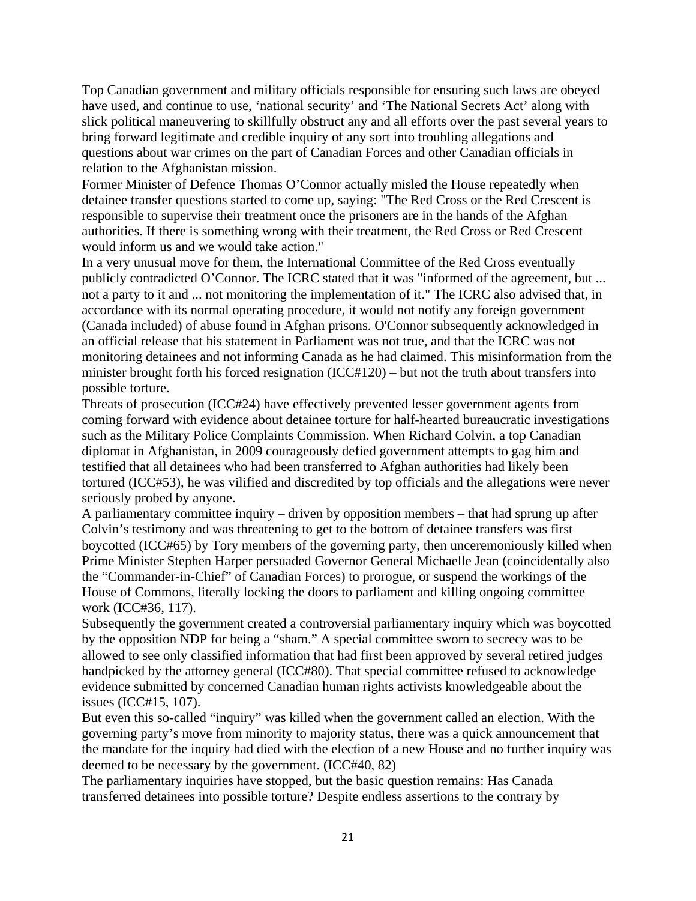Top Canadian government and military officials responsible for ensuring such laws are obeyed have used, and continue to use, 'national security' and 'The National Secrets Act' along with slick political maneuvering to skillfully obstruct any and all efforts over the past several years to bring forward legitimate and credible inquiry of any sort into troubling allegations and questions about war crimes on the part of Canadian Forces and other Canadian officials in relation to the Afghanistan mission.

Former Minister of Defence Thomas O'Connor actually misled the House repeatedly when detainee transfer questions started to come up, saying: "The Red Cross or the Red Crescent is responsible to supervise their treatment once the prisoners are in the hands of the Afghan authorities. If there is something wrong with their treatment, the Red Cross or Red Crescent would inform us and we would take action."

In a very unusual move for them, the International Committee of the Red Cross eventually publicly contradicted O'Connor. The ICRC stated that it was "informed of the agreement, but ... not a party to it and ... not monitoring the implementation of it." The ICRC also advised that, in accordance with its normal operating procedure, it would not notify any foreign government (Canada included) of abuse found in Afghan prisons. O'Connor subsequently acknowledged in an official release that his statement in Parliament was not true, and that the ICRC was not monitoring detainees and not informing Canada as he had claimed. This misinformation from the minister brought forth his forced resignation (ICC#120) – but not the truth about transfers into possible torture.

Threats of prosecution (ICC#24) have effectively prevented lesser government agents from coming forward with evidence about detainee torture for half-hearted bureaucratic investigations such as the Military Police Complaints Commission. When Richard Colvin, a top Canadian diplomat in Afghanistan, in 2009 courageously defied government attempts to gag him and testified that all detainees who had been transferred to Afghan authorities had likely been tortured (ICC#53), he was vilified and discredited by top officials and the allegations were never seriously probed by anyone.

A parliamentary committee inquiry – driven by opposition members – that had sprung up after Colvin's testimony and was threatening to get to the bottom of detainee transfers was first boycotted (ICC#65) by Tory members of the governing party, then unceremoniously killed when Prime Minister Stephen Harper persuaded Governor General Michaelle Jean (coincidentally also the "Commander-in-Chief" of Canadian Forces) to prorogue, or suspend the workings of the House of Commons, literally locking the doors to parliament and killing ongoing committee work (ICC#36, 117).

Subsequently the government created a controversial parliamentary inquiry which was boycotted by the opposition NDP for being a "sham." A special committee sworn to secrecy was to be allowed to see only classified information that had first been approved by several retired judges handpicked by the attorney general (ICC#80). That special committee refused to acknowledge evidence submitted by concerned Canadian human rights activists knowledgeable about the issues (ICC#15, 107).

But even this so-called "inquiry" was killed when the government called an election. With the governing party's move from minority to majority status, there was a quick announcement that the mandate for the inquiry had died with the election of a new House and no further inquiry was deemed to be necessary by the government. (ICC#40, 82)

The parliamentary inquiries have stopped, but the basic question remains: Has Canada transferred detainees into possible torture? Despite endless assertions to the contrary by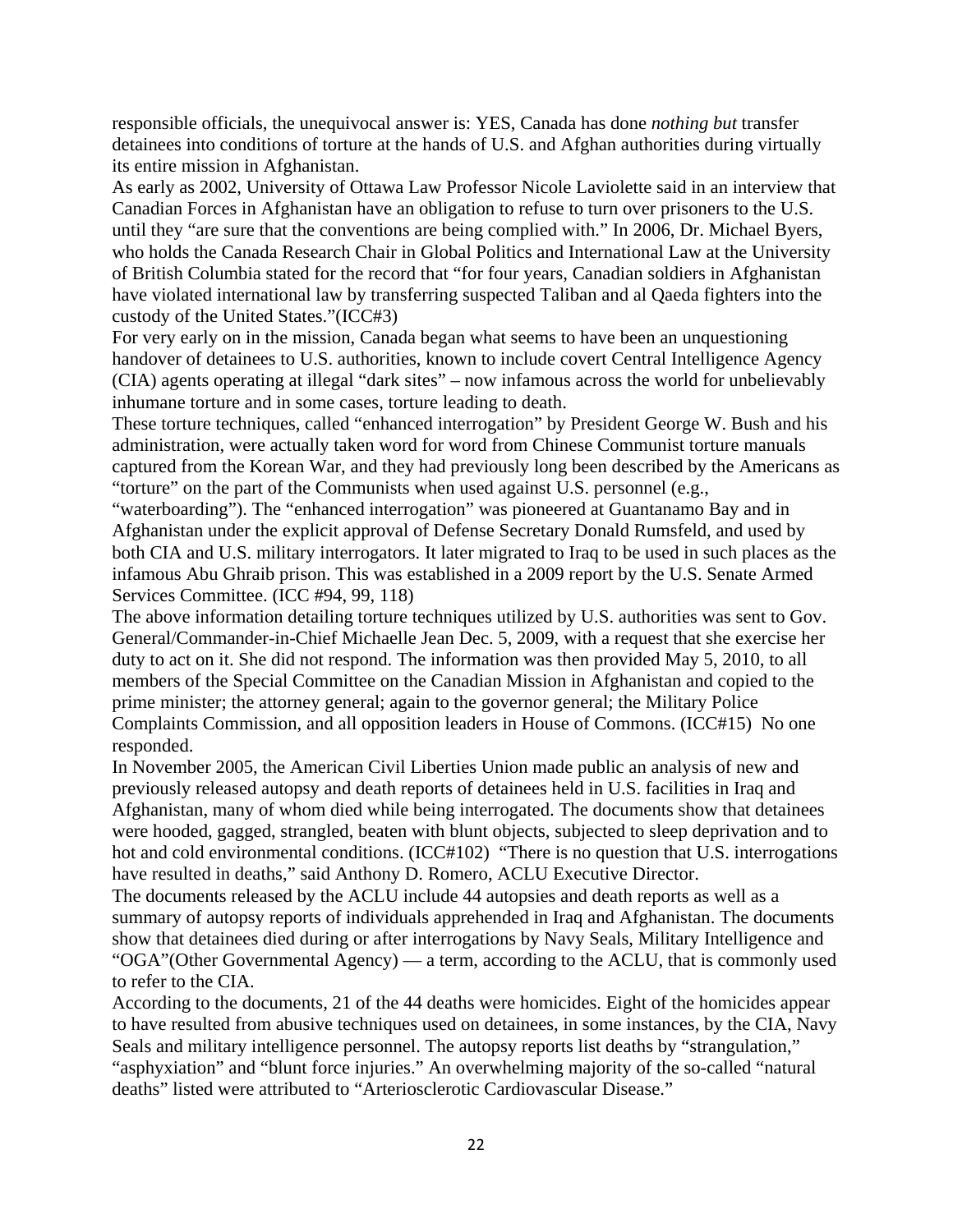responsible officials, the unequivocal answer is: YES, Canada has done *nothing but* transfer detainees into conditions of torture at the hands of U.S. and Afghan authorities during virtually its entire mission in Afghanistan.

As early as 2002, University of Ottawa Law Professor Nicole Laviolette said in an interview that Canadian Forces in Afghanistan have an obligation to refuse to turn over prisoners to the U.S. until they "are sure that the conventions are being complied with." In 2006, Dr. Michael Byers, who holds the Canada Research Chair in Global Politics and International Law at the University of British Columbia stated for the record that "for four years, Canadian soldiers in Afghanistan have violated international law by transferring suspected Taliban and al Qaeda fighters into the custody of the United States."(ICC#3)

For very early on in the mission, Canada began what seems to have been an unquestioning handover of detainees to U.S. authorities, known to include covert Central Intelligence Agency (CIA) agents operating at illegal "dark sites" – now infamous across the world for unbelievably inhumane torture and in some cases, torture leading to death.

These torture techniques, called "enhanced interrogation" by President George W. Bush and his administration, were actually taken word for word from Chinese Communist torture manuals captured from the Korean War, and they had previously long been described by the Americans as "torture" on the part of the Communists when used against U.S. personnel (e.g., "waterboarding"). The "enhanced interrogation" was pioneered at Guantanamo Bay and in Afghanistan under the explicit approval of Defense Secretary Donald Rumsfeld, and used by both CIA and U.S. military interrogators. It later migrated to Iraq to be used in such places as the infamous Abu Ghraib prison. This was established in a 2009 report by the U.S. Senate Armed Services Committee. (ICC #94, 99, 118)

The above information detailing torture techniques utilized by U.S. authorities was sent to Gov. General/Commander-in-Chief Michaelle Jean Dec. 5, 2009, with a request that she exercise her duty to act on it. She did not respond. The information was then provided May 5, 2010, to all members of the Special Committee on the Canadian Mission in Afghanistan and copied to the prime minister; the attorney general; again to the governor general; the Military Police Complaints Commission, and all opposition leaders in House of Commons. (ICC#15) No one responded.

In November 2005, the American Civil Liberties Union made public an analysis of new and previously released autopsy and death reports of detainees held in U.S. facilities in Iraq and Afghanistan, many of whom died while being interrogated. The documents show that detainees were hooded, gagged, strangled, beaten with blunt objects, subjected to sleep deprivation and to hot and cold environmental conditions. (ICC#102) "There is no question that U.S. interrogations have resulted in deaths," said Anthony D. Romero, ACLU Executive Director.

The documents released by the ACLU include 44 autopsies and death reports as well as a summary of autopsy reports of individuals apprehended in Iraq and Afghanistan. The documents show that detainees died during or after interrogations by Navy Seals, Military Intelligence and "OGA"(Other Governmental Agency) — a term, according to the ACLU, that is commonly used to refer to the CIA.

According to the documents, 21 of the 44 deaths were homicides. Eight of the homicides appear to have resulted from abusive techniques used on detainees, in some instances, by the CIA, Navy Seals and military intelligence personnel. The autopsy reports list deaths by "strangulation," "asphyxiation" and "blunt force injuries." An overwhelming majority of the so-called "natural deaths" listed were attributed to "Arteriosclerotic Cardiovascular Disease."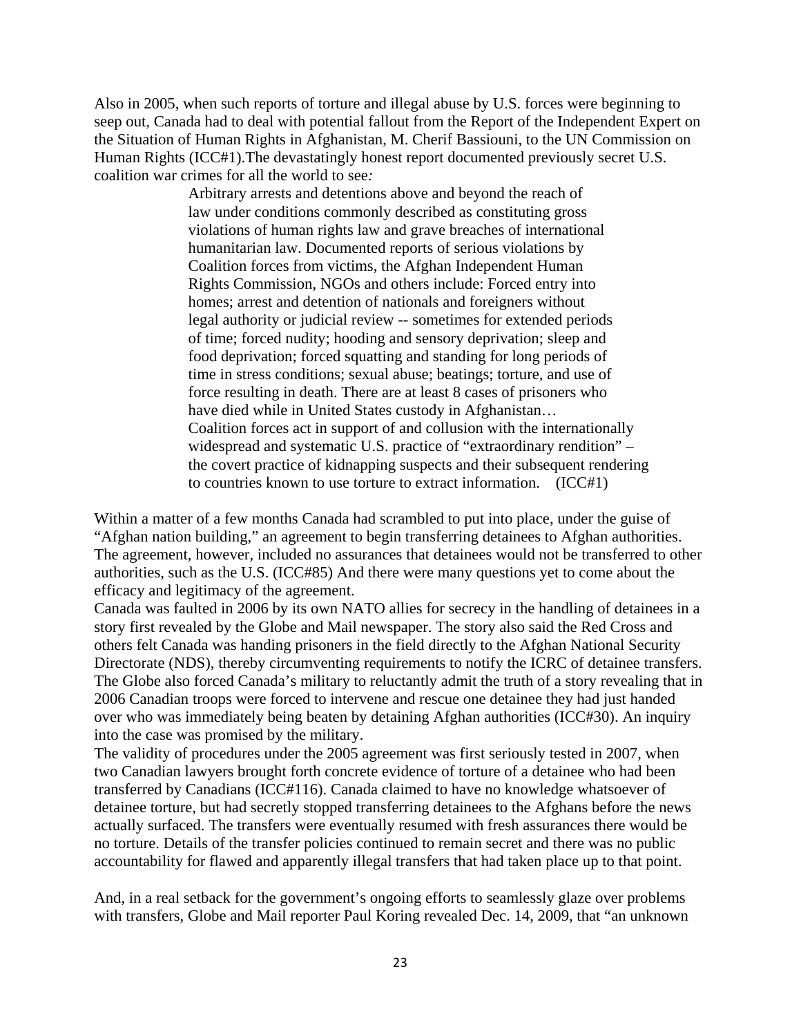Also in 2005, when such reports of torture and illegal abuse by U.S. forces were beginning to seep out, Canada had to deal with potential fallout from the Report of the Independent Expert on the Situation of Human Rights in Afghanistan, M. Cherif Bassiouni, to the UN Commission on Human Rights (ICC#1).The devastatingly honest report documented previously secret U.S. coalition war crimes for all the world to see*:*

> Arbitrary arrests and detentions above and beyond the reach of law under conditions commonly described as constituting gross violations of human rights law and grave breaches of international humanitarian law. Documented reports of serious violations by Coalition forces from victims, the Afghan Independent Human Rights Commission, NGOs and others include: Forced entry into homes; arrest and detention of nationals and foreigners without legal authority or judicial review -- sometimes for extended periods of time; forced nudity; hooding and sensory deprivation; sleep and food deprivation; forced squatting and standing for long periods of time in stress conditions; sexual abuse; beatings; torture, and use of force resulting in death. There are at least 8 cases of prisoners who have died while in United States custody in Afghanistan… Coalition forces act in support of and collusion with the internationally widespread and systematic U.S. practice of "extraordinary rendition" – the covert practice of kidnapping suspects and their subsequent rendering to countries known to use torture to extract information. (ICC#1)

Within a matter of a few months Canada had scrambled to put into place, under the guise of "Afghan nation building," an agreement to begin transferring detainees to Afghan authorities. The agreement, however, included no assurances that detainees would not be transferred to other authorities, such as the U.S. (ICC#85) And there were many questions yet to come about the efficacy and legitimacy of the agreement.

Canada was faulted in 2006 by its own NATO allies for secrecy in the handling of detainees in a story first revealed by the Globe and Mail newspaper. The story also said the Red Cross and others felt Canada was handing prisoners in the field directly to the Afghan National Security Directorate (NDS), thereby circumventing requirements to notify the ICRC of detainee transfers. The Globe also forced Canada's military to reluctantly admit the truth of a story revealing that in 2006 Canadian troops were forced to intervene and rescue one detainee they had just handed over who was immediately being beaten by detaining Afghan authorities (ICC#30). An inquiry into the case was promised by the military.

The validity of procedures under the 2005 agreement was first seriously tested in 2007, when two Canadian lawyers brought forth concrete evidence of torture of a detainee who had been transferred by Canadians (ICC#116). Canada claimed to have no knowledge whatsoever of detainee torture, but had secretly stopped transferring detainees to the Afghans before the news actually surfaced. The transfers were eventually resumed with fresh assurances there would be no torture. Details of the transfer policies continued to remain secret and there was no public accountability for flawed and apparently illegal transfers that had taken place up to that point.

And, in a real setback for the government's ongoing efforts to seamlessly glaze over problems with transfers, Globe and Mail reporter Paul Koring revealed Dec. 14, 2009, that "an unknown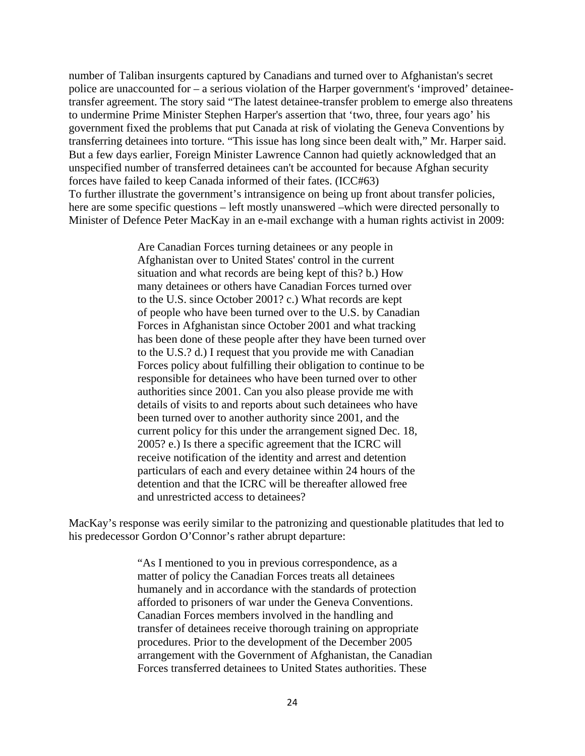number of Taliban insurgents captured by Canadians and turned over to Afghanistan's secret police are unaccounted for – a serious violation of the Harper government's 'improved' detainee-transfer agreement. The story said "The latest detainee-transfer problem to emerge also threatens to undermine Prime Minister Stephen Harper's assertion that 'two, three, four years ago' his government fixed the problems that put Canada at risk of violating the Geneva Conventions by transferring detainees into torture. "This issue has long since been dealt with," Mr. Harper said. But a few days earlier, Foreign Minister Lawrence Cannon had quietly acknowledged that an unspecified number of transferred detainees can't be accounted for because Afghan security forces have failed to keep Canada informed of their fates. (ICC#63)

To further illustrate the government's intransigence on being up front about transfer policies, here are some specific questions – left mostly unanswered –which were directed personally to Minister of Defence Peter MacKay in an e-mail exchange with a human rights activist in 2009:

> Are Canadian Forces turning detainees or any people in Afghanistan over to United States' control in the current situation and what records are being kept of this? b.) How many detainees or others have Canadian Forces turned over to the U.S. since October 2001? c.) What records are kept of people who have been turned over to the U.S. by Canadian Forces in Afghanistan since October 2001 and what tracking has been done of these people after they have been turned over to the U.S.? d.) I request that you provide me with Canadian Forces policy about fulfilling their obligation to continue to be responsible for detainees who have been turned over to other authorities since 2001. Can you also please provide me with details of visits to and reports about such detainees who have been turned over to another authority since 2001, and the current policy for this under the arrangement signed Dec. 18, 2005? e.) Is there a specific agreement that the ICRC will receive notification of the identity and arrest and detention particulars of each and every detainee within 24 hours of the detention and that the ICRC will be thereafter allowed free and unrestricted access to detainees?

MacKay's response was eerily similar to the patronizing and questionable platitudes that led to his predecessor Gordon O'Connor's rather abrupt departure:

> "As I mentioned to you in previous correspondence, as a matter of policy the Canadian Forces treats all detainees humanely and in accordance with the standards of protection afforded to prisoners of war under the Geneva Conventions. Canadian Forces members involved in the handling and transfer of detainees receive thorough training on appropriate procedures. Prior to the development of the December 2005 arrangement with the Government of Afghanistan, the Canadian Forces transferred detainees to United States authorities. These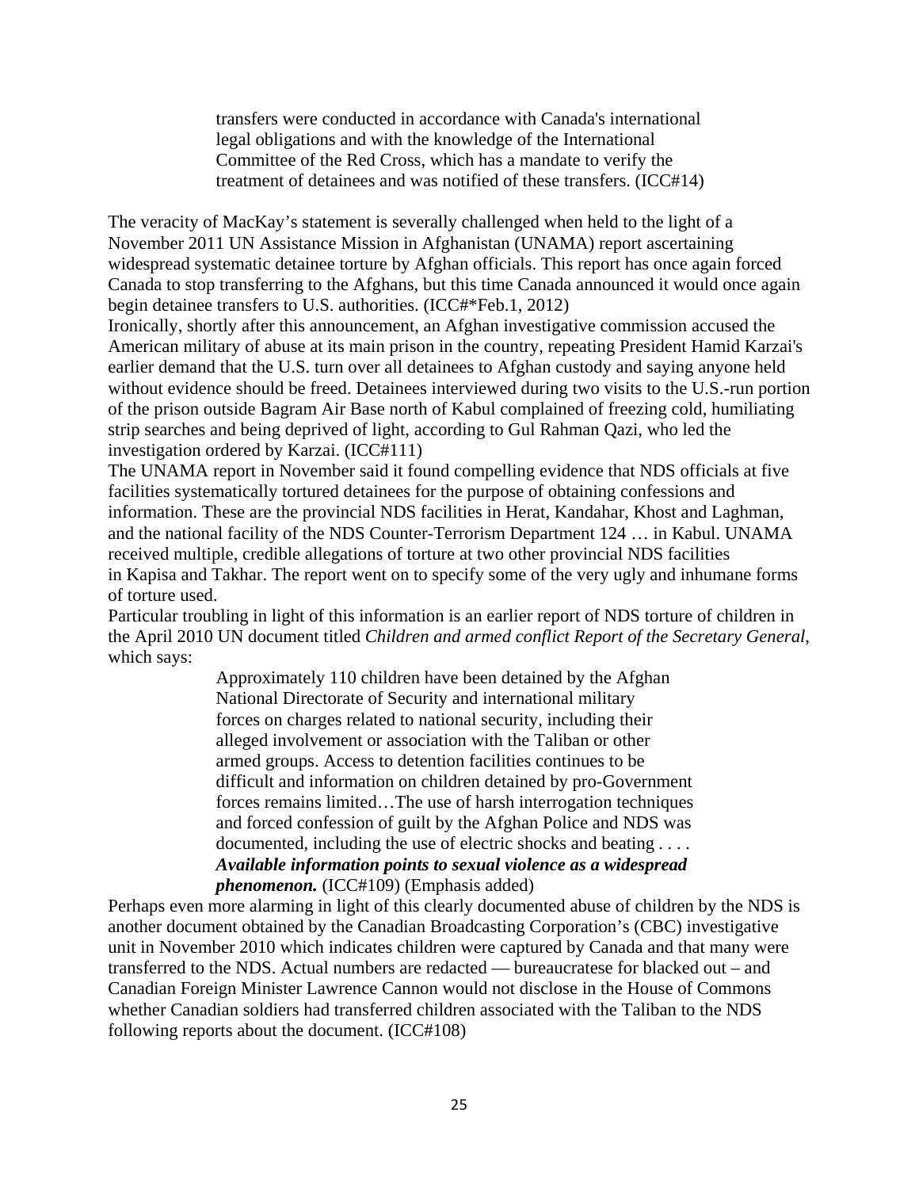> transfers were conducted in accordance with Canada's international legal obligations and with the knowledge of the International Committee of the Red Cross, which has a mandate to verify the treatment of detainees and was notified of these transfers. (ICC#14)

The veracity of MacKay's statement is severally challenged when held to the light of a November 2011 UN Assistance Mission in Afghanistan (UNAMA) report ascertaining widespread systematic detainee torture by Afghan officials. This report has once again forced Canada to stop transferring to the Afghans, but this time Canada announced it would once again begin detainee transfers to U.S. authorities. (ICC#*Feb.1, 2012)

Ironically, shortly after this announcement, an Afghan investigative commission accused the American military of abuse at its main prison in the country, repeating President Hamid Karzai's earlier demand that the U.S. turn over all detainees to Afghan custody and saying anyone held without evidence should be freed. Detainees interviewed during two visits to the U.S.-run portion of the prison outside Bagram Air Base north of Kabul complained of freezing cold, humiliating strip searches and being deprived of light, according to Gul Rahman Qazi, who led the investigation ordered by Karzai. (ICC#111)

The UNAMA report in November said it found compelling evidence that NDS officials at five facilities systematically tortured detainees for the purpose of obtaining confessions and information. These are the provincial NDS facilities in Herat, Kandahar, Khost and Laghman, and the national facility of the NDS Counter-Terrorism Department 124 … in Kabul. UNAMA received multiple, credible allegations of torture at two other provincial NDS facilities in Kapisa and Takhar. The report went on to specify some of the very ugly and inhumane forms of torture used.

Particular troubling in light of this information is an earlier report of NDS torture of children in the April 2010 UN document titled *Children and armed conflict Report of the Secretary General*, which says:

> Approximately 110 children have been detained by the Afghan National Directorate of Security and international military forces on charges related to national security, including their alleged involvement or association with the Taliban or other armed groups. Access to detention facilities continues to be difficult and information on children detained by pro-Government forces remains limited…The use of harsh interrogation techniques and forced confession of guilt by the Afghan Police and NDS was documented, including the use of electric shocks and beating . . . . ***Available information points to sexual violence as a widespread phenomenon.*** (ICC#109) (Emphasis added)

Perhaps even more alarming in light of this clearly documented abuse of children by the NDS is another document obtained by the Canadian Broadcasting Corporation's (CBC) investigative unit in November 2010 which indicates children were captured by Canada and that many were transferred to the NDS. Actual numbers are redacted — bureaucratese for blacked out – and Canadian Foreign Minister Lawrence Cannon would not disclose in the House of Commons whether Canadian soldiers had transferred children associated with the Taliban to the NDS following reports about the document. (ICC#108)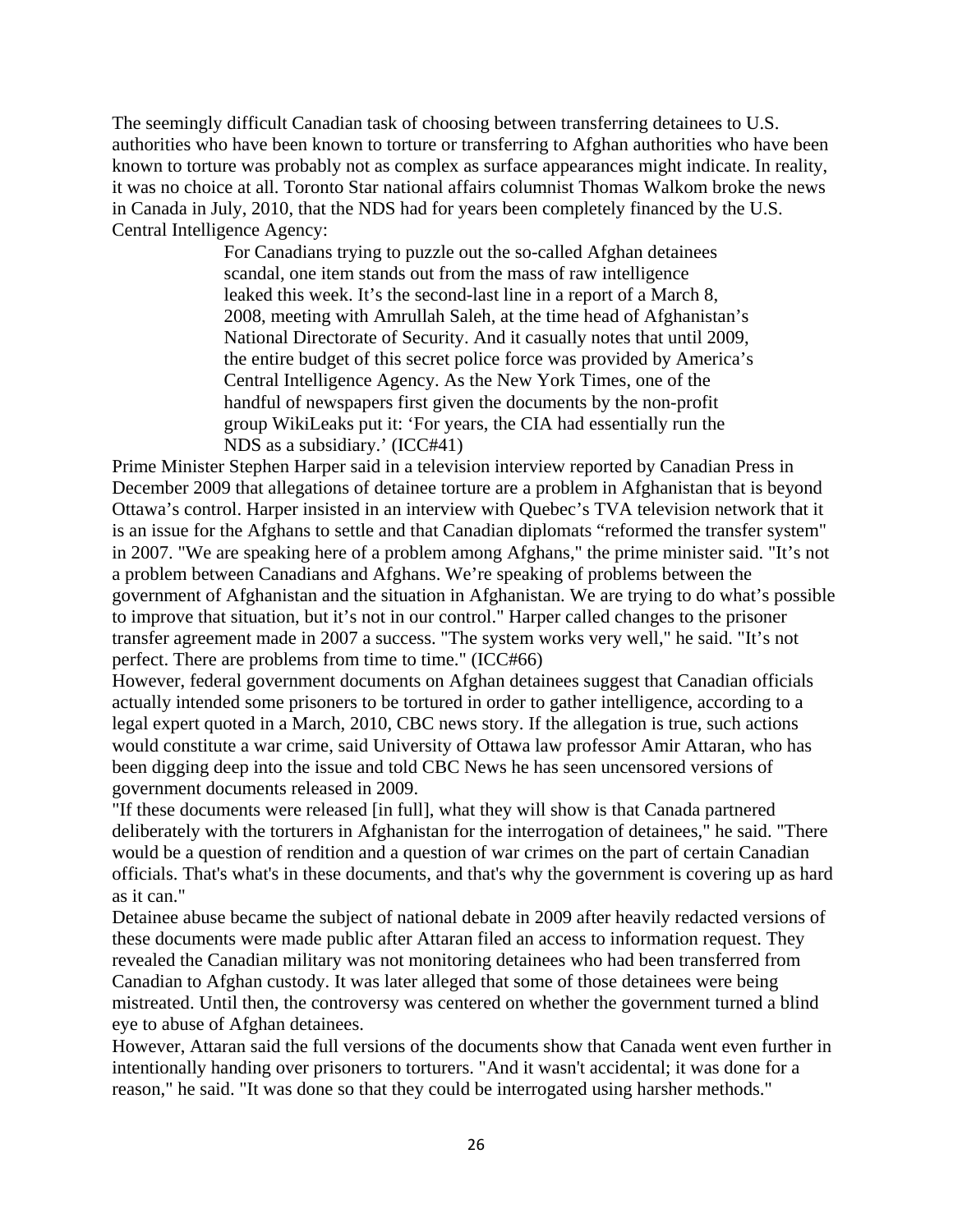The seemingly difficult Canadian task of choosing between transferring detainees to U.S. authorities who have been known to torture or transferring to Afghan authorities who have been known to torture was probably not as complex as surface appearances might indicate. In reality, it was no choice at all. Toronto Star national affairs columnist Thomas Walkom broke the news in Canada in July, 2010, that the NDS had for years been completely financed by the U.S. Central Intelligence Agency:

> For Canadians trying to puzzle out the so-called Afghan detainees scandal, one item stands out from the mass of raw intelligence leaked this week. It's the second-last line in a report of a March 8, 2008, meeting with Amrullah Saleh, at the time head of Afghanistan's National Directorate of Security. And it casually notes that until 2009, the entire budget of this secret police force was provided by America's Central Intelligence Agency. As the New York Times, one of the handful of newspapers first given the documents by the non-profit group WikiLeaks put it: 'For years, the CIA had essentially run the NDS as a subsidiary.' (ICC#41)

Prime Minister Stephen Harper said in a television interview reported by Canadian Press in December 2009 that allegations of detainee torture are a problem in Afghanistan that is beyond Ottawa's control. Harper insisted in an interview with Quebec's TVA television network that it is an issue for the Afghans to settle and that Canadian diplomats "reformed the transfer system" in 2007. "We are speaking here of a problem among Afghans," the prime minister said. "It's not a problem between Canadians and Afghans. We're speaking of problems between the government of Afghanistan and the situation in Afghanistan. We are trying to do what's possible to improve that situation, but it's not in our control." Harper called changes to the prisoner transfer agreement made in 2007 a success. "The system works very well," he said. "It's not perfect. There are problems from time to time." (ICC#66)

However, federal government documents on Afghan detainees suggest that Canadian officials actually intended some prisoners to be tortured in order to gather intelligence, according to a legal expert quoted in a March, 2010, CBC news story. If the allegation is true, such actions would constitute a war crime, said University of Ottawa law professor Amir Attaran, who has been digging deep into the issue and told CBC News he has seen uncensored versions of government documents released in 2009.

"If these documents were released [in full], what they will show is that Canada partnered deliberately with the torturers in Afghanistan for the interrogation of detainees," he said. "There would be a question of rendition and a question of war crimes on the part of certain Canadian officials. That's what's in these documents, and that's why the government is covering up as hard as it can."

Detainee abuse became the subject of national debate in 2009 after heavily redacted versions of these documents were made public after Attaran filed an access to information request. They revealed the Canadian military was not monitoring detainees who had been transferred from Canadian to Afghan custody. It was later alleged that some of those detainees were being mistreated. Until then, the controversy was centered on whether the government turned a blind eye to abuse of Afghan detainees.

However, Attaran said the full versions of the documents show that Canada went even further in intentionally handing over prisoners to torturers. "And it wasn't accidental; it was done for a reason," he said. "It was done so that they could be interrogated using harsher methods."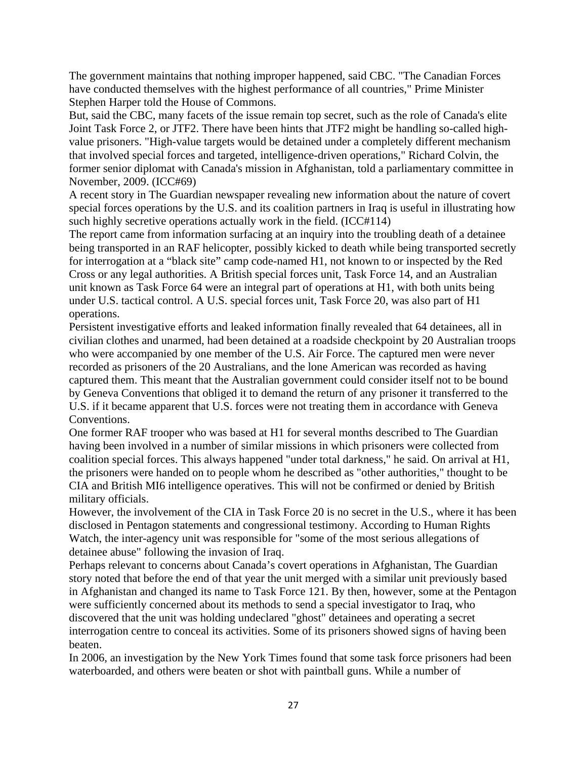The government maintains that nothing improper happened, said CBC. "The Canadian Forces have conducted themselves with the highest performance of all countries," Prime Minister Stephen Harper told the House of Commons.

But, said the CBC, many facets of the issue remain top secret, such as the role of Canada's elite Joint Task Force 2, or JTF2. There have been hints that JTF2 might be handling so-called high-value prisoners. "High-value targets would be detained under a completely different mechanism that involved special forces and targeted, intelligence-driven operations," Richard Colvin, the former senior diplomat with Canada's mission in Afghanistan, told a parliamentary committee in November, 2009. (ICC#69)

A recent story in The Guardian newspaper revealing new information about the nature of covert special forces operations by the U.S. and its coalition partners in Iraq is useful in illustrating how such highly secretive operations actually work in the field. (ICC#114)

The report came from information surfacing at an inquiry into the troubling death of a detainee being transported in an RAF helicopter, possibly kicked to death while being transported secretly for interrogation at a "black site" camp code-named H1, not known to or inspected by the Red Cross or any legal authorities. A British special forces unit, Task Force 14, and an Australian unit known as Task Force 64 were an integral part of operations at H1, with both units being under U.S. tactical control. A U.S. special forces unit, Task Force 20, was also part of H1 operations.

Persistent investigative efforts and leaked information finally revealed that 64 detainees, all in civilian clothes and unarmed, had been detained at a roadside checkpoint by 20 Australian troops who were accompanied by one member of the U.S. Air Force. The captured men were never recorded as prisoners of the 20 Australians, and the lone American was recorded as having captured them. This meant that the Australian government could consider itself not to be bound by Geneva Conventions that obliged it to demand the return of any prisoner it transferred to the U.S. if it became apparent that U.S. forces were not treating them in accordance with Geneva Conventions.

One former RAF trooper who was based at H1 for several months described to The Guardian having been involved in a number of similar missions in which prisoners were collected from coalition special forces. This always happened "under total darkness," he said. On arrival at H1, the prisoners were handed on to people whom he described as "other authorities," thought to be CIA and British MI6 intelligence operatives. This will not be confirmed or denied by British military officials.

However, the involvement of the CIA in Task Force 20 is no secret in the U.S., where it has been disclosed in Pentagon statements and congressional testimony. According to Human Rights Watch, the inter-agency unit was responsible for "some of the most serious allegations of detainee abuse" following the invasion of Iraq.

Perhaps relevant to concerns about Canada's covert operations in Afghanistan, The Guardian story noted that before the end of that year the unit merged with a similar unit previously based in Afghanistan and changed its name to Task Force 121. By then, however, some at the Pentagon were sufficiently concerned about its methods to send a special investigator to Iraq, who discovered that the unit was holding undeclared "ghost" detainees and operating a secret interrogation centre to conceal its activities. Some of its prisoners showed signs of having been beaten.

In 2006, an investigation by the New York Times found that some task force prisoners had been waterboarded, and others were beaten or shot with paintball guns. While a number of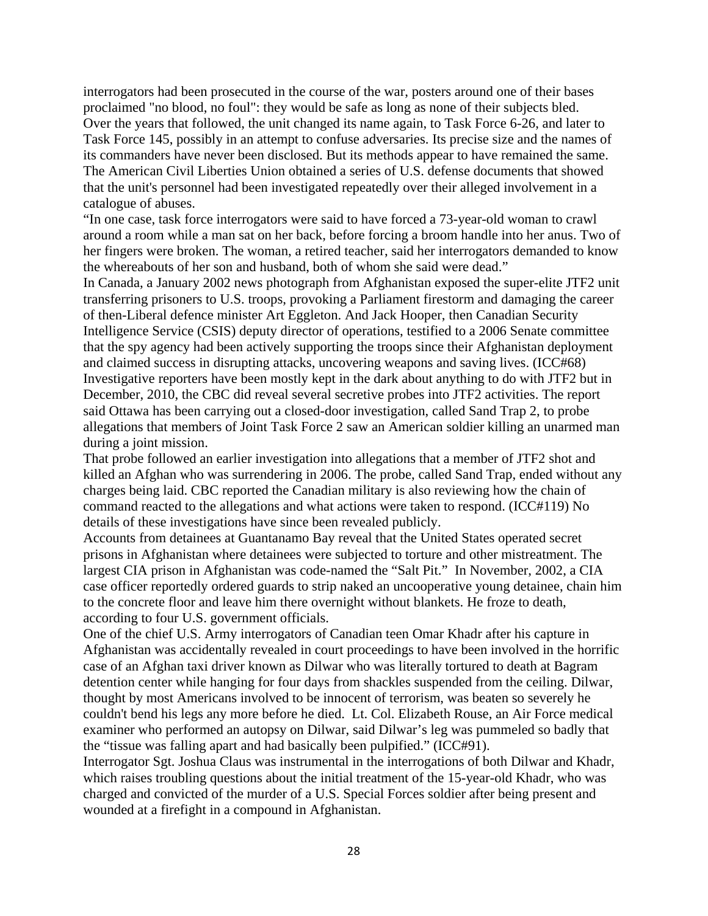interrogators had been prosecuted in the course of the war, posters around one of their bases proclaimed "no blood, no foul": they would be safe as long as none of their subjects bled. Over the years that followed, the unit changed its name again, to Task Force 6-26, and later to Task Force 145, possibly in an attempt to confuse adversaries. Its precise size and the names of its commanders have never been disclosed. But its methods appear to have remained the same. The American Civil Liberties Union obtained a series of U.S. defense documents that showed that the unit's personnel had been investigated repeatedly over their alleged involvement in a catalogue of abuses.

"In one case, task force interrogators were said to have forced a 73-year-old woman to crawl around a room while a man sat on her back, before forcing a broom handle into her anus. Two of her fingers were broken. The woman, a retired teacher, said her interrogators demanded to know the whereabouts of her son and husband, both of whom she said were dead."

In Canada, a January 2002 news photograph from Afghanistan exposed the super-elite JTF2 unit transferring prisoners to U.S. troops, provoking a Parliament firestorm and damaging the career of then-Liberal defence minister Art Eggleton. And Jack Hooper, then Canadian Security Intelligence Service (CSIS) deputy director of operations, testified to a 2006 Senate committee that the spy agency had been actively supporting the troops since their Afghanistan deployment and claimed success in disrupting attacks, uncovering weapons and saving lives. (ICC#68)

Investigative reporters have been mostly kept in the dark about anything to do with JTF2 but in December, 2010, the CBC did reveal several secretive probes into JTF2 activities. The report said Ottawa has been carrying out a closed-door investigation, called Sand Trap 2, to probe allegations that members of Joint Task Force 2 saw an American soldier killing an unarmed man during a joint mission.

That probe followed an earlier investigation into allegations that a member of JTF2 shot and killed an Afghan who was surrendering in 2006. The probe, called Sand Trap, ended without any charges being laid. CBC reported the Canadian military is also reviewing how the chain of command reacted to the allegations and what actions were taken to respond. (ICC#119) No details of these investigations have since been revealed publicly.

Accounts from detainees at Guantanamo Bay reveal that the United States operated secret prisons in Afghanistan where detainees were subjected to torture and other mistreatment. The largest CIA prison in Afghanistan was code-named the "Salt Pit." In November, 2002, a CIA case officer reportedly ordered guards to strip naked an uncooperative young detainee, chain him to the concrete floor and leave him there overnight without blankets. He froze to death, according to four U.S. government officials.

One of the chief U.S. Army interrogators of Canadian teen Omar Khadr after his capture in Afghanistan was accidentally revealed in court proceedings to have been involved in the horrific case of an Afghan taxi driver known as Dilwar who was literally tortured to death at Bagram detention center while hanging for four days from shackles suspended from the ceiling. Dilwar, thought by most Americans involved to be innocent of terrorism, was beaten so severely he couldn't bend his legs any more before he died. Lt. Col. Elizabeth Rouse, an Air Force medical examiner who performed an autopsy on Dilwar, said Dilwar's leg was pummeled so badly that the "tissue was falling apart and had basically been pulpified." (ICC#91).

Interrogator Sgt. Joshua Claus was instrumental in the interrogations of both Dilwar and Khadr, which raises troubling questions about the initial treatment of the 15-year-old Khadr, who was charged and convicted of the murder of a U.S. Special Forces soldier after being present and wounded at a firefight in a compound in Afghanistan.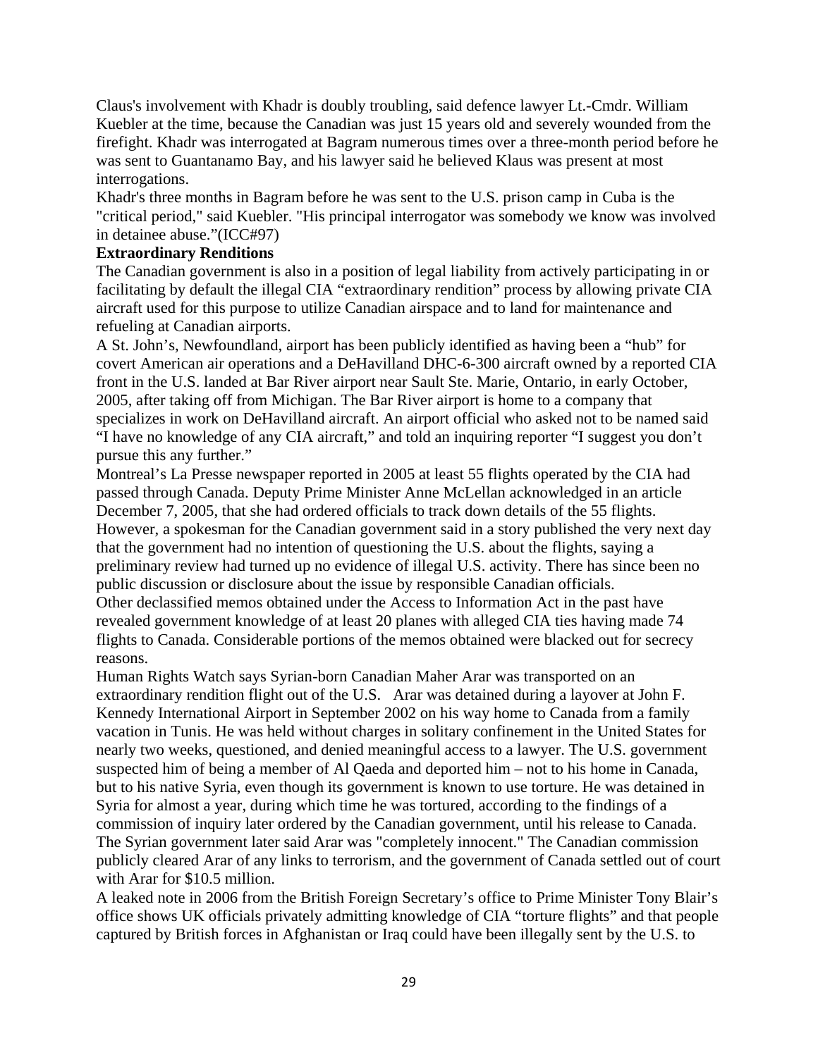Claus's involvement with Khadr is doubly troubling, said defence lawyer Lt.-Cmdr. William Kuebler at the time, because the Canadian was just 15 years old and severely wounded from the firefight. Khadr was interrogated at Bagram numerous times over a three-month period before he was sent to Guantanamo Bay, and his lawyer said he believed Klaus was present at most interrogations.

Khadr's three months in Bagram before he was sent to the U.S. prison camp in Cuba is the "critical period," said Kuebler. "His principal interrogator was somebody we know was involved in detainee abuse."(ICC#97)

**Extraordinary Renditions**

The Canadian government is also in a position of legal liability from actively participating in or facilitating by default the illegal CIA "extraordinary rendition" process by allowing private CIA aircraft used for this purpose to utilize Canadian airspace and to land for maintenance and refueling at Canadian airports.

A St. John's, Newfoundland, airport has been publicly identified as having been a "hub" for covert American air operations and a DeHavilland DHC-6-300 aircraft owned by a reported CIA front in the U.S. landed at Bar River airport near Sault Ste. Marie, Ontario, in early October, 2005, after taking off from Michigan. The Bar River airport is home to a company that specializes in work on DeHavilland aircraft. An airport official who asked not to be named said "I have no knowledge of any CIA aircraft," and told an inquiring reporter "I suggest you don't pursue this any further."

Montreal's La Presse newspaper reported in 2005 at least 55 flights operated by the CIA had passed through Canada. Deputy Prime Minister Anne McLellan acknowledged in an article December 7, 2005, that she had ordered officials to track down details of the 55 flights. However, a spokesman for the Canadian government said in a story published the very next day that the government had no intention of questioning the U.S. about the flights, saying a preliminary review had turned up no evidence of illegal U.S. activity. There has since been no public discussion or disclosure about the issue by responsible Canadian officials.

Other declassified memos obtained under the Access to Information Act in the past have revealed government knowledge of at least 20 planes with alleged CIA ties having made 74 flights to Canada. Considerable portions of the memos obtained were blacked out for secrecy reasons.

Human Rights Watch says Syrian-born Canadian Maher Arar was transported on an extraordinary rendition flight out of the U.S. Arar was detained during a layover at John F. Kennedy International Airport in September 2002 on his way home to Canada from a family vacation in Tunis. He was held without charges in solitary confinement in the United States for nearly two weeks, questioned, and denied meaningful access to a lawyer. The U.S. government suspected him of being a member of Al Qaeda and deported him – not to his home in Canada, but to his native Syria, even though its government is known to use torture. He was detained in Syria for almost a year, during which time he was tortured, according to the findings of a commission of inquiry later ordered by the Canadian government, until his release to Canada. The Syrian government later said Arar was "completely innocent." The Canadian commission publicly cleared Arar of any links to terrorism, and the government of Canada settled out of court with Arar for $10.5 million.

A leaked note in 2006 from the British Foreign Secretary's office to Prime Minister Tony Blair's office shows UK officials privately admitting knowledge of CIA "torture flights" and that people captured by British forces in Afghanistan or Iraq could have been illegally sent by the U.S. to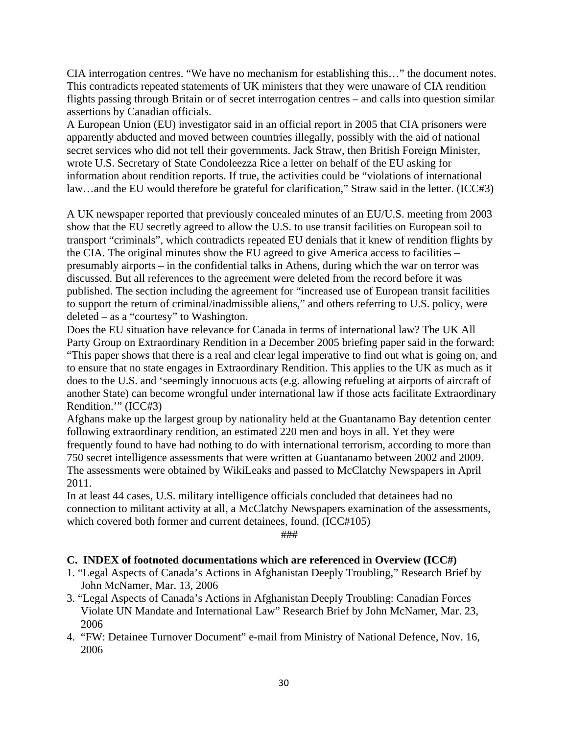CIA interrogation centres. "We have no mechanism for establishing this…" the document notes. This contradicts repeated statements of UK ministers that they were unaware of CIA rendition flights passing through Britain or of secret interrogation centres – and calls into question similar assertions by Canadian officials.

A European Union (EU) investigator said in an official report in 2005 that CIA prisoners were apparently abducted and moved between countries illegally, possibly with the aid of national secret services who did not tell their governments. Jack Straw, then British Foreign Minister, wrote U.S. Secretary of State Condoleezza Rice a letter on behalf of the EU asking for information about rendition reports. If true, the activities could be "violations of international law…and the EU would therefore be grateful for clarification," Straw said in the letter. (ICC#3)

A UK newspaper reported that previously concealed minutes of an EU/U.S. meeting from 2003 show that the EU secretly agreed to allow the U.S. to use transit facilities on European soil to transport "criminals", which contradicts repeated EU denials that it knew of rendition flights by the CIA. The original minutes show the EU agreed to give America access to facilities – presumably airports – in the confidential talks in Athens, during which the war on terror was discussed. But all references to the agreement were deleted from the record before it was published. The section including the agreement for "increased use of European transit facilities to support the return of criminal/inadmissible aliens," and others referring to U.S. policy, were deleted – as a "courtesy" to Washington.

Does the EU situation have relevance for Canada in terms of international law? The UK All Party Group on Extraordinary Rendition in a December 2005 briefing paper said in the forward: "This paper shows that there is a real and clear legal imperative to find out what is going on, and to ensure that no state engages in Extraordinary Rendition. This applies to the UK as much as it does to the U.S. and 'seemingly innocuous acts (e.g. allowing refueling at airports of aircraft of another State) can become wrongful under international law if those acts facilitate Extraordinary Rendition.'" (ICC#3)

Afghans make up the largest group by nationality held at the Guantanamo Bay detention center following extraordinary rendition, an estimated 220 men and boys in all. Yet they were frequently found to have had nothing to do with international terrorism, according to more than 750 secret intelligence assessments that were written at Guantanamo between 2002 and 2009. The assessments were obtained by WikiLeaks and passed to McClatchy Newspapers in April 2011.

In at least 44 cases, U.S. military intelligence officials concluded that detainees had no connection to militant activity at all, a McClatchy Newspapers examination of the assessments, which covered both former and current detainees, found. (ICC#105)

###

**C. INDEX of footnoted documentations which are referenced in Overview (ICC#)**

1. "Legal Aspects of Canada's Actions in Afghanistan Deeply Troubling," Research Brief by John McNamer, Mar. 13, 2006
3. "Legal Aspects of Canada's Actions in Afghanistan Deeply Troubling: Canadian Forces Violate UN Mandate and International Law" Research Brief by John McNamer, Mar. 23, 2006
4. "FW: Detainee Turnover Document" e-mail from Ministry of National Defence, Nov. 16, 2006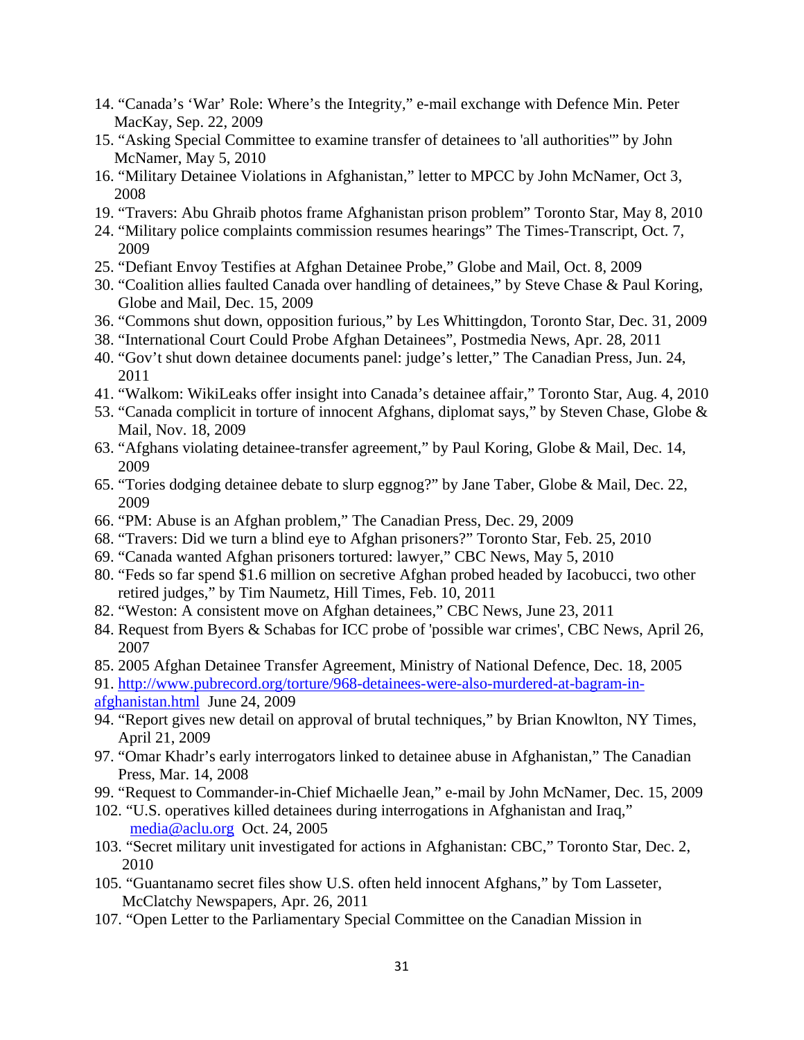14. "Canada's 'War' Role: Where's the Integrity," e-mail exchange with Defence Min. Peter MacKay, Sep. 22, 2009
15. "Asking Special Committee to examine transfer of detainees to 'all authorities'" by John McNamer, May 5, 2010
16. "Military Detainee Violations in Afghanistan," letter to MPCC by John McNamer, Oct 3, 2008
19. "Travers: Abu Ghraib photos frame Afghanistan prison problem" Toronto Star, May 8, 2010
24. "Military police complaints commission resumes hearings" The Times-Transcript, Oct. 7, 2009
25. "Defiant Envoy Testifies at Afghan Detainee Probe," Globe and Mail, Oct. 8, 2009
30. "Coalition allies faulted Canada over handling of detainees," by Steve Chase & Paul Koring, Globe and Mail, Dec. 15, 2009
36. "Commons shut down, opposition furious," by Les Whittingdon, Toronto Star, Dec. 31, 2009
38. "International Court Could Probe Afghan Detainees", Postmedia News, Apr. 28, 2011
40. "Gov't shut down detainee documents panel: judge's letter," The Canadian Press, Jun. 24, 2011
41. "Walkom: WikiLeaks offer insight into Canada's detainee affair," Toronto Star, Aug. 4, 2010
53. "Canada complicit in torture of innocent Afghans, diplomat says," by Steven Chase, Globe & Mail, Nov. 18, 2009
63. "Afghans violating detainee-transfer agreement," by Paul Koring, Globe & Mail, Dec. 14, 2009
65. "Tories dodging detainee debate to slurp eggnog?" by Jane Taber, Globe & Mail, Dec. 22, 2009
66. "PM: Abuse is an Afghan problem," The Canadian Press, Dec. 29, 2009
68. "Travers: Did we turn a blind eye to Afghan prisoners?" Toronto Star, Feb. 25, 2010
69. "Canada wanted Afghan prisoners tortured: lawyer," CBC News, May 5, 2010
80. "Feds so far spend $1.6 million on secretive Afghan probed headed by Iacobucci, two other retired judges," by Tim Naumetz, Hill Times, Feb. 10, 2011
82. "Weston: A consistent move on Afghan detainees," CBC News, June 23, 2011
84. Request from Byers & Schabas for ICC probe of 'possible war crimes', CBC News, April 26, 2007
85. 2005 Afghan Detainee Transfer Agreement, Ministry of National Defence, Dec. 18, 2005
91. [http://www.pubrecord.org/torture/968-detainees-were-also-murdered-at-bagram-in-afghanistan.html](http://www.pubrecord.org/torture/968-detainees-were-also-murdered-at-bagram-in-afghanistan.html) June 24, 2009
94. "Report gives new detail on approval of brutal techniques," by Brian Knowlton, NY Times, April 21, 2009
97. "Omar Khadr's early interrogators linked to detainee abuse in Afghanistan," The Canadian Press, Mar. 14, 2008
99. "Request to Commander-in-Chief Michaelle Jean," e-mail by John McNamer, Dec. 15, 2009
102. "U.S. operatives killed detainees during interrogations in Afghanistan and Iraq," [media@aclu.org](mailto:media@aclu.org) Oct. 24, 2005
103. "Secret military unit investigated for actions in Afghanistan: CBC," Toronto Star, Dec. 2, 2010
105. "Guantanamo secret files show U.S. often held innocent Afghans," by Tom Lasseter, McClatchy Newspapers, Apr. 26, 2011
107. "Open Letter to the Parliamentary Special Committee on the Canadian Mission in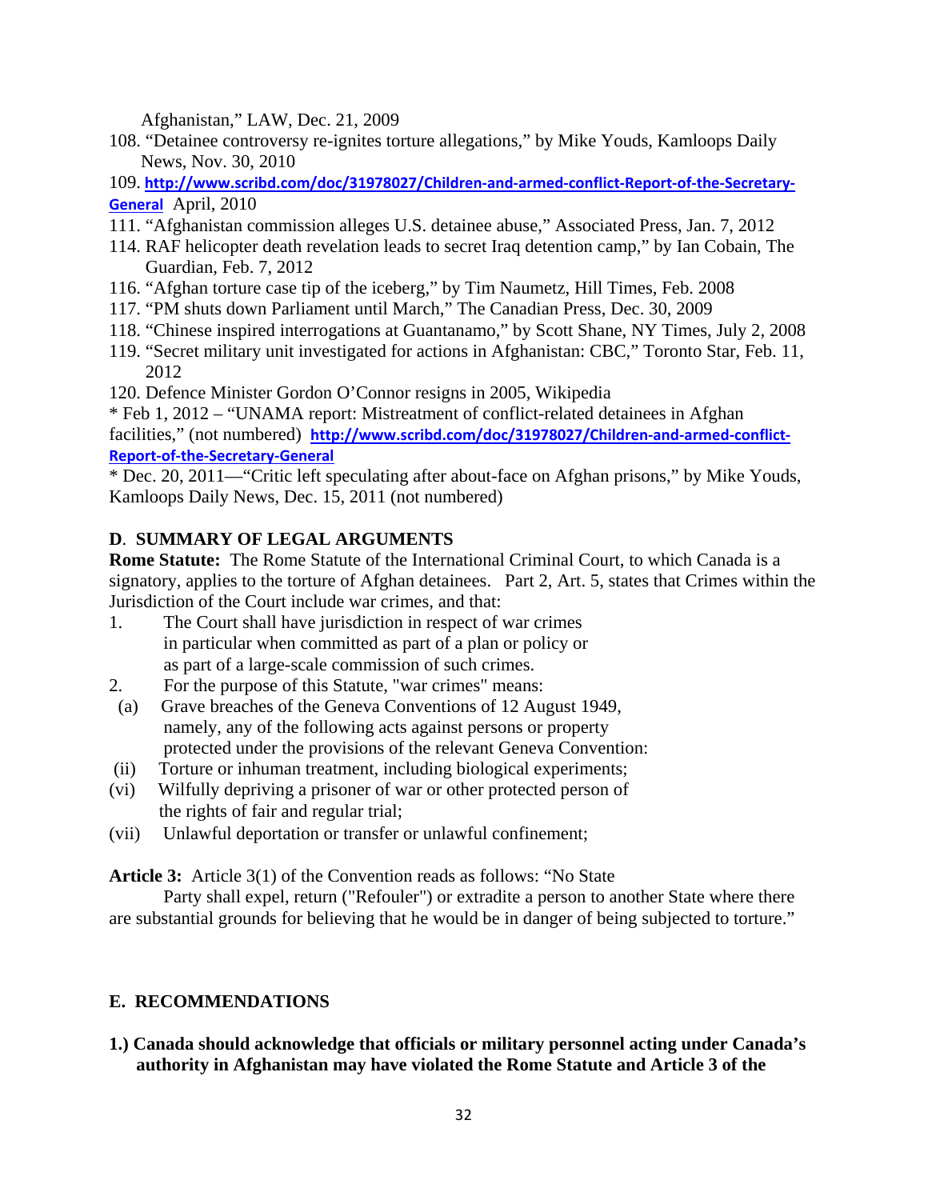Afghanistan," LAW, Dec. 21, 2009

108. "Detainee controversy re-ignites torture allegations," by Mike Youds, Kamloops Daily News, Nov. 30, 2010

109. **http://www.scribd.com/doc/31978027/Children-and-armed-conflict-Report-of-the-Secretary-General** April, 2010

111. "Afghanistan commission alleges U.S. detainee abuse," Associated Press, Jan. 7, 2012

114. RAF helicopter death revelation leads to secret Iraq detention camp," by Ian Cobain, The Guardian, Feb. 7, 2012

116. "Afghan torture case tip of the iceberg," by Tim Naumetz, Hill Times, Feb. 2008

117. "PM shuts down Parliament until March," The Canadian Press, Dec. 30, 2009

118. "Chinese inspired interrogations at Guantanamo," by Scott Shane, NY Times, July 2, 2008

119. "Secret military unit investigated for actions in Afghanistan: CBC," Toronto Star, Feb. 11, 2012

120. Defence Minister Gordon O'Connor resigns in 2005, Wikipedia

* Feb 1, 2012 – "UNAMA report: Mistreatment of conflict-related detainees in Afghan facilities," (not numbered) **http://www.scribd.com/doc/31978027/Children-and-armed-conflict-Report-of-the-Secretary-General**

* Dec. 20, 2011—"Critic left speculating after about-face on Afghan prisons," by Mike Youds, Kamloops Daily News, Dec. 15, 2011 (not numbered)

## D. SUMMARY OF LEGAL ARGUMENTS

**Rome Statute:** The Rome Statute of the International Criminal Court, to which Canada is a signatory, applies to the torture of Afghan detainees. Part 2, Art. 5, states that Crimes within the Jurisdiction of the Court include war crimes, and that:

1. The Court shall have jurisdiction in respect of war crimes in particular when committed as part of a plan or policy or as part of a large-scale commission of such crimes.
2. For the purpose of this Statute, "war crimes" means:

(a) Grave breaches of the Geneva Conventions of 12 August 1949, namely, any of the following acts against persons or property protected under the provisions of the relevant Geneva Convention:

(ii) Torture or inhuman treatment, including biological experiments;

(vi) Wilfully depriving a prisoner of war or other protected person of the rights of fair and regular trial;

(vii) Unlawful deportation or transfer or unlawful confinement;

**Article 3:** Article 3(1) of the Convention reads as follows: "No State Party shall expel, return ("Refouler") or extradite a person to another State where there are substantial grounds for believing that he would be in danger of being subjected to torture."

## E. RECOMMENDATIONS

**1.) Canada should acknowledge that officials or military personnel acting under Canada's authority in Afghanistan may have violated the Rome Statute and Article 3 of the**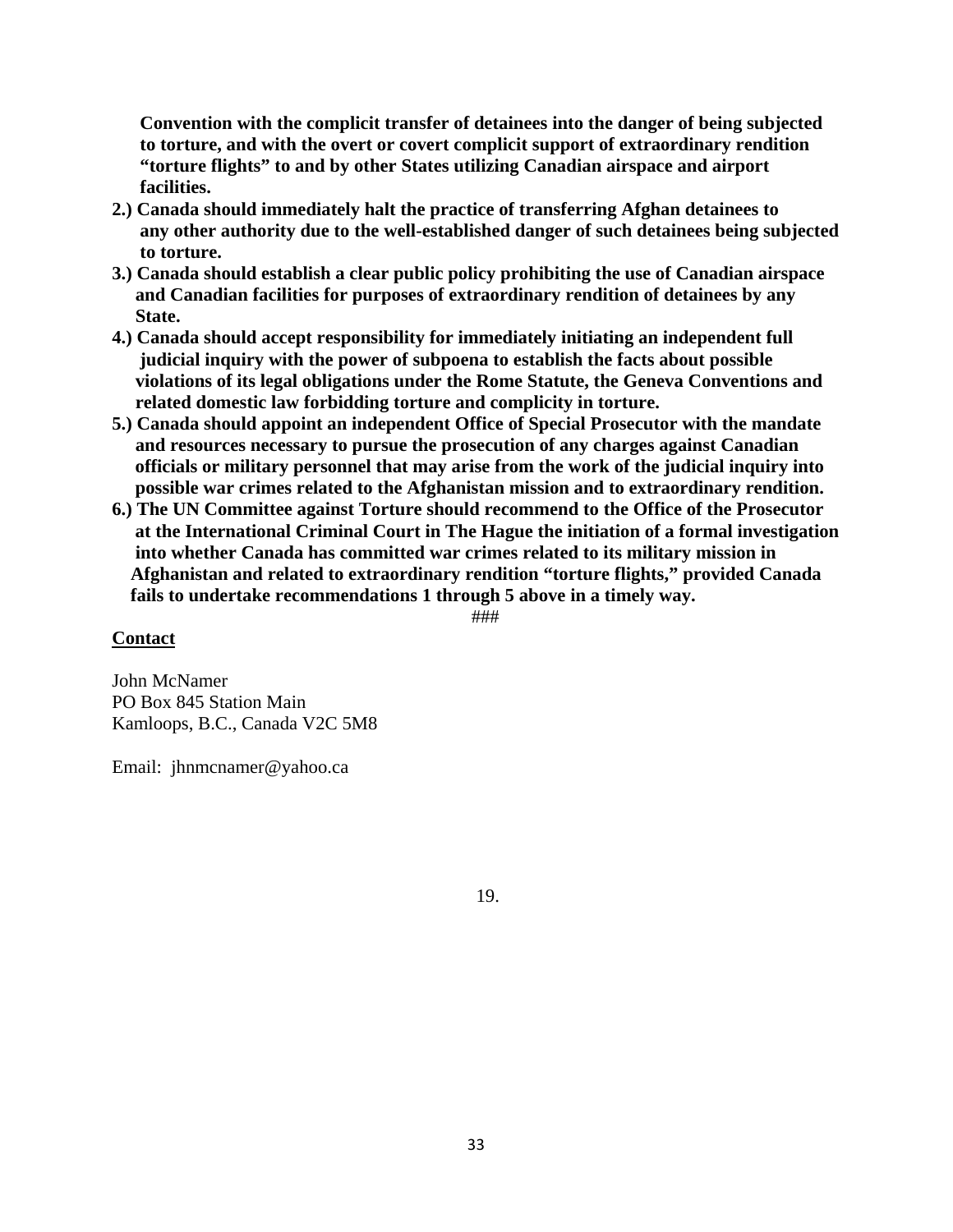**Convention with the complicit transfer of detainees into the danger of being subjected to torture, and with the overt or covert complicit support of extraordinary rendition "torture flights" to and by other States utilizing Canadian airspace and airport facilities.**

**2.) Canada should immediately halt the practice of transferring Afghan detainees to any other authority due to the well-established danger of such detainees being subjected to torture.**

**3.) Canada should establish a clear public policy prohibiting the use of Canadian airspace and Canadian facilities for purposes of extraordinary rendition of detainees by any State.**

**4.) Canada should accept responsibility for immediately initiating an independent full judicial inquiry with the power of subpoena to establish the facts about possible violations of its legal obligations under the Rome Statute, the Geneva Conventions and related domestic law forbidding torture and complicity in torture.**

**5.) Canada should appoint an independent Office of Special Prosecutor with the mandate and resources necessary to pursue the prosecution of any charges against Canadian officials or military personnel that may arise from the work of the judicial inquiry into possible war crimes related to the Afghanistan mission and to extraordinary rendition.**

**6.) The UN Committee against Torture should recommend to the Office of the Prosecutor at the International Criminal Court in The Hague the initiation of a formal investigation into whether Canada has committed war crimes related to its military mission in Afghanistan and related to extraordinary rendition "torture flights," provided Canada fails to undertake recommendations 1 through 5 above in a timely way.**

###

**Contact**

John McNamer
PO Box 845 Station Main
Kamloops, B.C., Canada V2C 5M8

Email: jhnmcnamer@yahoo.ca

19.